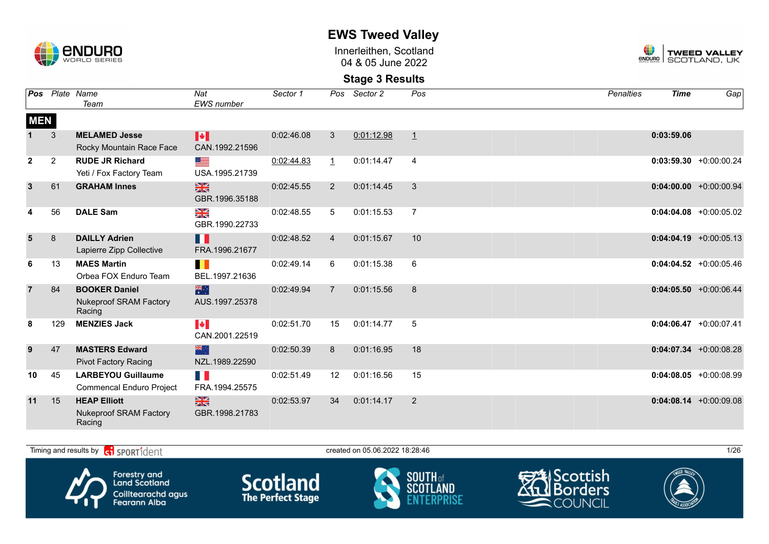# EWS Tweed Valley

Innerleithen, Scotland
04 & 05 June 2022

## Stage 3 Results

| Pos | Plate | Name / Team | Nat / EWS number | Sector 1 | Pos | Sector 2 | Pos | Penalties | Time | Gap |
|---|---|---|---|---|---|---|---|---|---|---|
| **MEN** | | | | | | | | | | |
| 1 | 3 | **MELAMED Jesse** Rocky Mountain Race Face | CAN.1992.21596 | 0:02:46.08 | 3 | 0:01:12.98 | 1 | | **0:03:59.06** | |
| 2 | 2 | **RUDE JR Richard** Yeti / Fox Factory Team | USA.1995.21739 | 0:02:44.83 | 1 | 0:01:14.47 | 4 | | **0:03:59.30** | +0:00:00.24 |
| 3 | 61 | **GRAHAM Innes** | GBR.1996.35188 | 0:02:45.55 | 2 | 0:01:14.45 | 3 | | **0:04:00.00** | +0:00:00.94 |
| 4 | 56 | **DALE Sam** | GBR.1990.22733 | 0:02:48.55 | 5 | 0:01:15.53 | 7 | | **0:04:04.08** | +0:00:05.02 |
| 5 | 8 | **DAILLY Adrien** Lapierre Zipp Collective | FRA.1996.21677 | 0:02:48.52 | 4 | 0:01:15.67 | 10 | | **0:04:04.19** | +0:00:05.13 |
| 6 | 13 | **MAES Martin** Orbea FOX Enduro Team | BEL.1997.21636 | 0:02:49.14 | 6 | 0:01:15.38 | 6 | | **0:04:04.52** | +0:00:05.46 |
| 7 | 84 | **BOOKER Daniel** Nukeproof SRAM Factory Racing | AUS.1997.25378 | 0:02:49.94 | 7 | 0:01:15.56 | 8 | | **0:04:05.50** | +0:00:06.44 |
| 8 | 129 | **MENZIES Jack** | CAN.2001.22519 | 0:02:51.70 | 15 | 0:01:14.77 | 5 | | **0:04:06.47** | +0:00:07.41 |
| 9 | 47 | **MASTERS Edward** Pivot Factory Racing | NZL.1989.22590 | 0:02:50.39 | 8 | 0:01:16.95 | 18 | | **0:04:07.34** | +0:00:08.28 |
| 10 | 45 | **LARBEYOU Guillaume** Commencal Enduro Project | FRA.1994.25575 | 0:02:51.49 | 12 | 0:01:16.56 | 15 | | **0:04:08.05** | +0:00:08.99 |
| 11 | 15 | **HEAP Elliott** Nukeproof SRAM Factory Racing | GBR.1998.21783 | 0:02:53.97 | 34 | 0:01:14.17 | 2 | | **0:04:08.14** | +0:00:09.08 |

Timing and results by SPORTident — created on 05.06.2022 18:28:46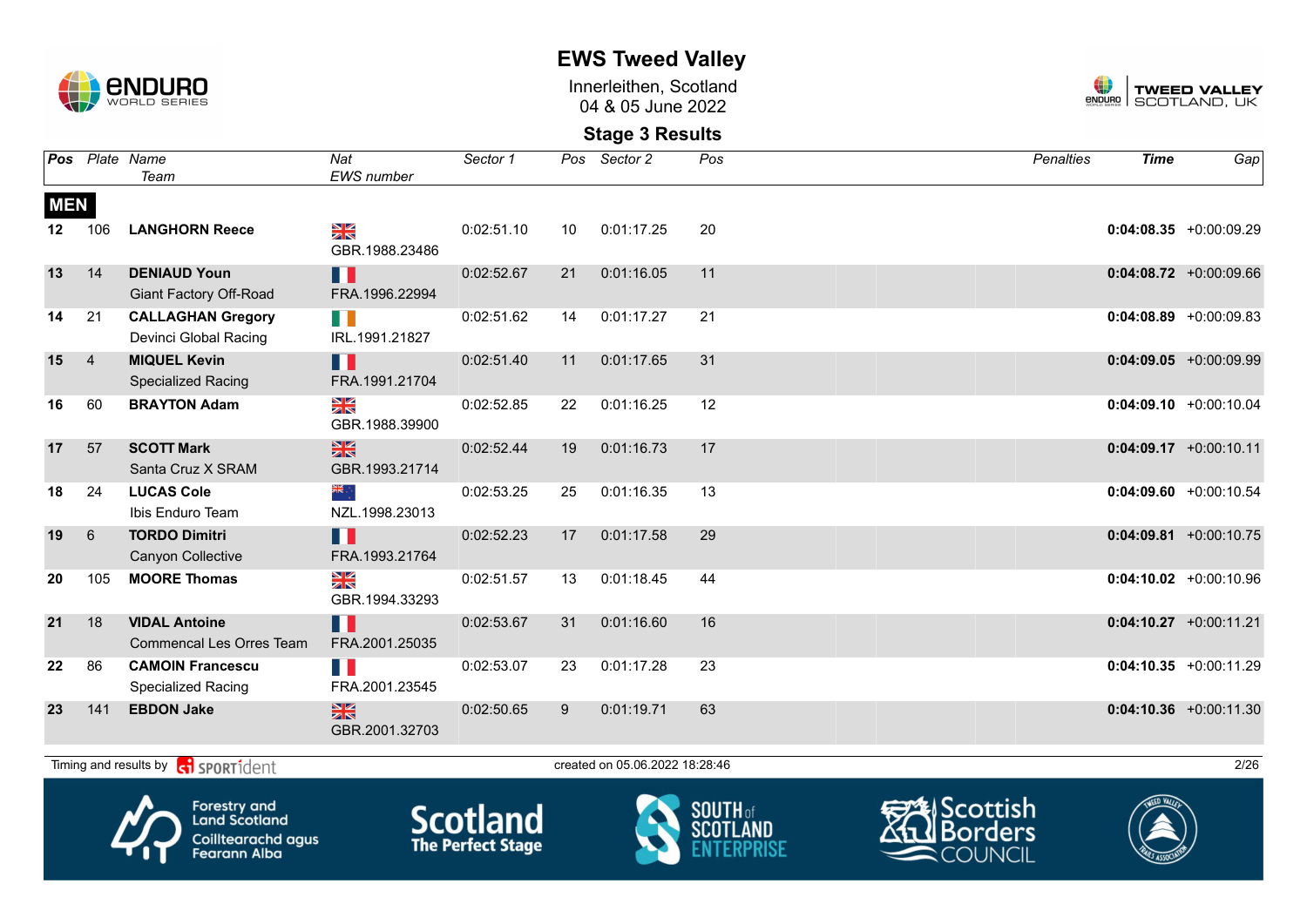# EWS Tweed Valley

Innerleithen, Scotland
04 & 05 June 2022

## Stage 3 Results

| Pos | Plate | Name / Team | Nat / EWS number | Sector 1 | Pos | Sector 2 | Pos | Penalties | Time | Gap |
|---|---|---|---|---|---|---|---|---|---|---|
| **MEN** | | | | | | | | | | |
| 12 | 106 | **LANGHORN Reece** | GBR.1988.23486 | 0:02:51.10 | 10 | 0:01:17.25 | 20 | | **0:04:08.35** | +0:00:09.29 |
| 13 | 14 | **DENIAUD Youn** Giant Factory Off-Road | FRA.1996.22994 | 0:02:52.67 | 21 | 0:01:16.05 | 11 | | **0:04:08.72** | +0:00:09.66 |
| 14 | 21 | **CALLAGHAN Gregory** Devinci Global Racing | IRL.1991.21827 | 0:02:51.62 | 14 | 0:01:17.27 | 21 | | **0:04:08.89** | +0:00:09.83 |
| 15 | 4 | **MIQUEL Kevin** Specialized Racing | FRA.1991.21704 | 0:02:51.40 | 11 | 0:01:17.65 | 31 | | **0:04:09.05** | +0:00:09.99 |
| 16 | 60 | **BRAYTON Adam** | GBR.1988.39900 | 0:02:52.85 | 22 | 0:01:16.25 | 12 | | **0:04:09.10** | +0:00:10.04 |
| 17 | 57 | **SCOTT Mark** Santa Cruz X SRAM | GBR.1993.21714 | 0:02:52.44 | 19 | 0:01:16.73 | 17 | | **0:04:09.17** | +0:00:10.11 |
| 18 | 24 | **LUCAS Cole** Ibis Enduro Team | NZL.1998.23013 | 0:02:53.25 | 25 | 0:01:16.35 | 13 | | **0:04:09.60** | +0:00:10.54 |
| 19 | 6 | **TORDO Dimitri** Canyon Collective | FRA.1993.21764 | 0:02:52.23 | 17 | 0:01:17.58 | 29 | | **0:04:09.81** | +0:00:10.75 |
| 20 | 105 | **MOORE Thomas** | GBR.1994.33293 | 0:02:51.57 | 13 | 0:01:18.45 | 44 | | **0:04:10.02** | +0:00:10.96 |
| 21 | 18 | **VIDAL Antoine** Commencal Les Orres Team | FRA.2001.25035 | 0:02:53.67 | 31 | 0:01:16.60 | 16 | | **0:04:10.27** | +0:00:11.21 |
| 22 | 86 | **CAMOIN Francescu** Specialized Racing | FRA.2001.23545 | 0:02:53.07 | 23 | 0:01:17.28 | 23 | | **0:04:10.35** | +0:00:11.29 |
| 23 | 141 | **EBDON Jake** | GBR.2001.32703 | 0:02:50.65 | 9 | 0:01:19.71 | 63 | | **0:04:10.36** | +0:00:11.30 |

Timing and results by SPORTident — created on 05.06.2022 18:28:46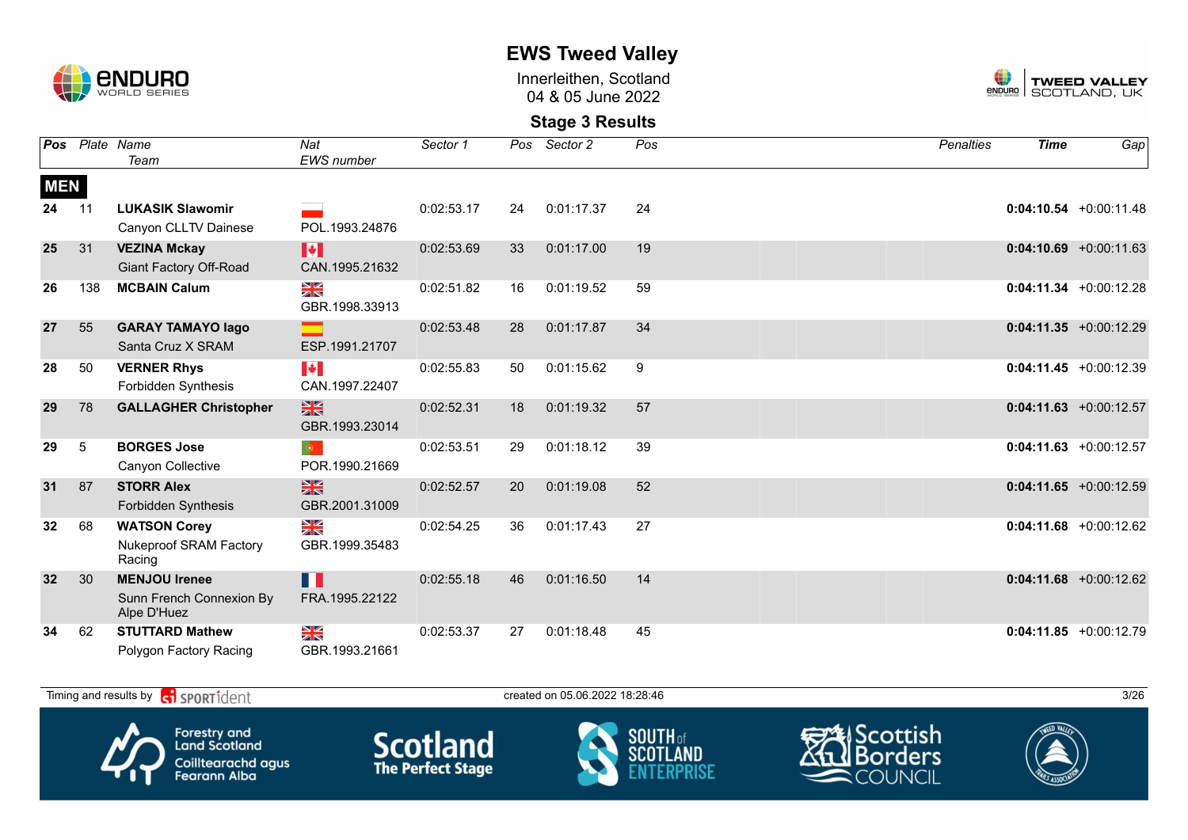# EWS Tweed Valley

Innerleithen, Scotland
04 & 05 June 2022

## Stage 3 Results

| Pos | Plate | Name / Team | Nat / EWS number | Sector 1 | Pos | Sector 2 | Pos | Penalties | Time | Gap |
|---|---|---|---|---|---|---|---|---|---|---|
| **MEN** | | | | | | | | | | |
| 24 | 11 | **LUKASIK Slawomir** Canyon CLLTV Dainese | POL.1993.24876 | 0:02:53.17 | 24 | 0:01:17.37 | 24 | | **0:04:10.54** | +0:00:11.48 |
| 25 | 31 | **VEZINA Mckay** Giant Factory Off-Road | CAN.1995.21632 | 0:02:53.69 | 33 | 0:01:17.00 | 19 | | **0:04:10.69** | +0:00:11.63 |
| 26 | 138 | **MCBAIN Calum** | GBR.1998.33913 | 0:02:51.82 | 16 | 0:01:19.52 | 59 | | **0:04:11.34** | +0:00:12.28 |
| 27 | 55 | **GARAY TAMAYO Iago** Santa Cruz X SRAM | ESP.1991.21707 | 0:02:53.48 | 28 | 0:01:17.87 | 34 | | **0:04:11.35** | +0:00:12.29 |
| 28 | 50 | **VERNER Rhys** Forbidden Synthesis | CAN.1997.22407 | 0:02:55.83 | 50 | 0:01:15.62 | 9 | | **0:04:11.45** | +0:00:12.39 |
| 29 | 78 | **GALLAGHER Christopher** | GBR.1993.23014 | 0:02:52.31 | 18 | 0:01:19.32 | 57 | | **0:04:11.63** | +0:00:12.57 |
| 29 | 5 | **BORGES Jose** Canyon Collective | POR.1990.21669 | 0:02:53.51 | 29 | 0:01:18.12 | 39 | | **0:04:11.63** | +0:00:12.57 |
| 31 | 87 | **STORR Alex** Forbidden Synthesis | GBR.2001.31009 | 0:02:52.57 | 20 | 0:01:19.08 | 52 | | **0:04:11.65** | +0:00:12.59 |
| 32 | 68 | **WATSON Corey** Nukeproof SRAM Factory Racing | GBR.1999.35483 | 0:02:54.25 | 36 | 0:01:17.43 | 27 | | **0:04:11.68** | +0:00:12.62 |
| 32 | 30 | **MENJOU Irenee** Sunn French Connexion By Alpe D'Huez | FRA.1995.22122 | 0:02:55.18 | 46 | 0:01:16.50 | 14 | | **0:04:11.68** | +0:00:12.62 |
| 34 | 62 | **STUTTARD Mathew** Polygon Factory Racing | GBR.1993.21661 | 0:02:53.37 | 27 | 0:01:18.48 | 45 | | **0:04:11.85** | +0:00:12.79 |

Timing and results by SPORTident

created on 05.06.2022 18:28:46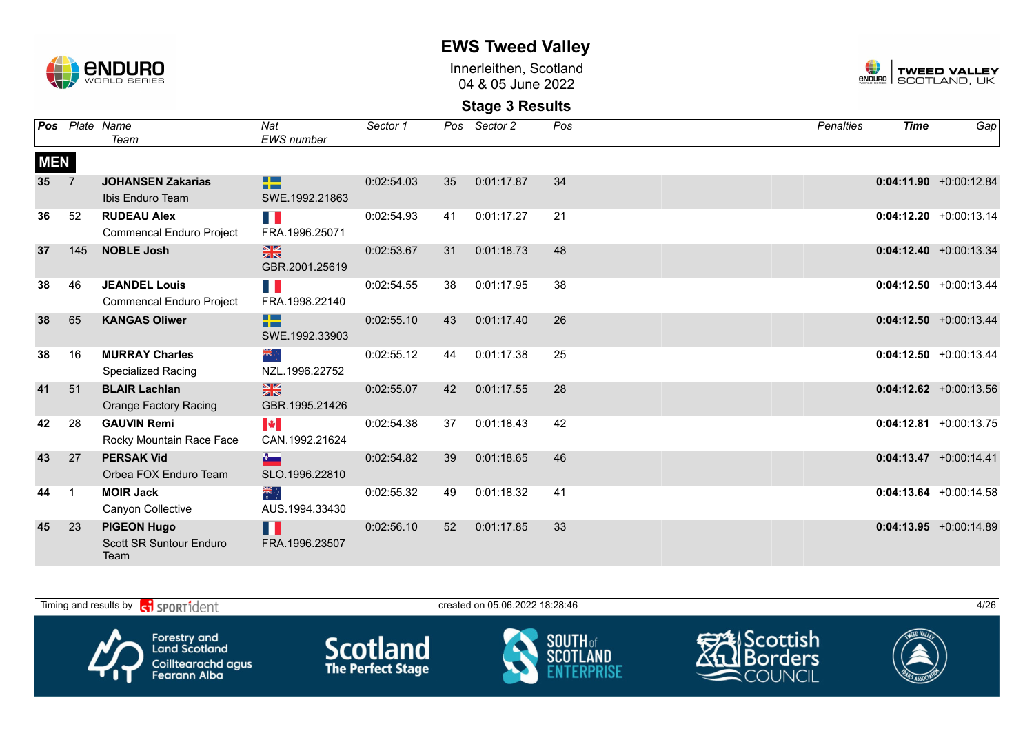# EWS Tweed Valley

Innerleithen, Scotland
04 & 05 June 2022

## Stage 3 Results

| Pos | Plate | Name / Team | Nat / EWS number | Sector 1 | Pos | Sector 2 | Pos | Penalties | Time | Gap |
|---|---|---|---|---|---|---|---|---|---|---|
| **MEN** | | | | | | | | | | |
| 35 | 7 | **JOHANSEN Zakarias** Ibis Enduro Team | SWE.1992.21863 | 0:02:54.03 | 35 | 0:01:17.87 | 34 | | **0:04:11.90** | +0:00:12.84 |
| 36 | 52 | **RUDEAU Alex** Commencal Enduro Project | FRA.1996.25071 | 0:02:54.93 | 41 | 0:01:17.27 | 21 | | **0:04:12.20** | +0:00:13.14 |
| 37 | 145 | **NOBLE Josh** | GBR.2001.25619 | 0:02:53.67 | 31 | 0:01:18.73 | 48 | | **0:04:12.40** | +0:00:13.34 |
| 38 | 46 | **JEANDEL Louis** Commencal Enduro Project | FRA.1998.22140 | 0:02:54.55 | 38 | 0:01:17.95 | 38 | | **0:04:12.50** | +0:00:13.44 |
| 38 | 65 | **KANGAS Oliwer** | SWE.1992.33903 | 0:02:55.10 | 43 | 0:01:17.40 | 26 | | **0:04:12.50** | +0:00:13.44 |
| 38 | 16 | **MURRAY Charles** Specialized Racing | NZL.1996.22752 | 0:02:55.12 | 44 | 0:01:17.38 | 25 | | **0:04:12.50** | +0:00:13.44 |
| 41 | 51 | **BLAIR Lachlan** Orange Factory Racing | GBR.1995.21426 | 0:02:55.07 | 42 | 0:01:17.55 | 28 | | **0:04:12.62** | +0:00:13.56 |
| 42 | 28 | **GAUVIN Remi** Rocky Mountain Race Face | CAN.1992.21624 | 0:02:54.38 | 37 | 0:01:18.43 | 42 | | **0:04:12.81** | +0:00:13.75 |
| 43 | 27 | **PERSAK Vid** Orbea FOX Enduro Team | SLO.1996.22810 | 0:02:54.82 | 39 | 0:01:18.65 | 46 | | **0:04:13.47** | +0:00:14.41 |
| 44 | 1 | **MOIR Jack** Canyon Collective | AUS.1994.33430 | 0:02:55.32 | 49 | 0:01:18.32 | 41 | | **0:04:13.64** | +0:00:14.58 |
| 45 | 23 | **PIGEON Hugo** Scott SR Suntour Enduro Team | FRA.1996.23507 | 0:02:56.10 | 52 | 0:01:17.85 | 33 | | **0:04:13.95** | +0:00:14.89 |

Timing and results by SPORTident — created on 05.06.2022 18:28:46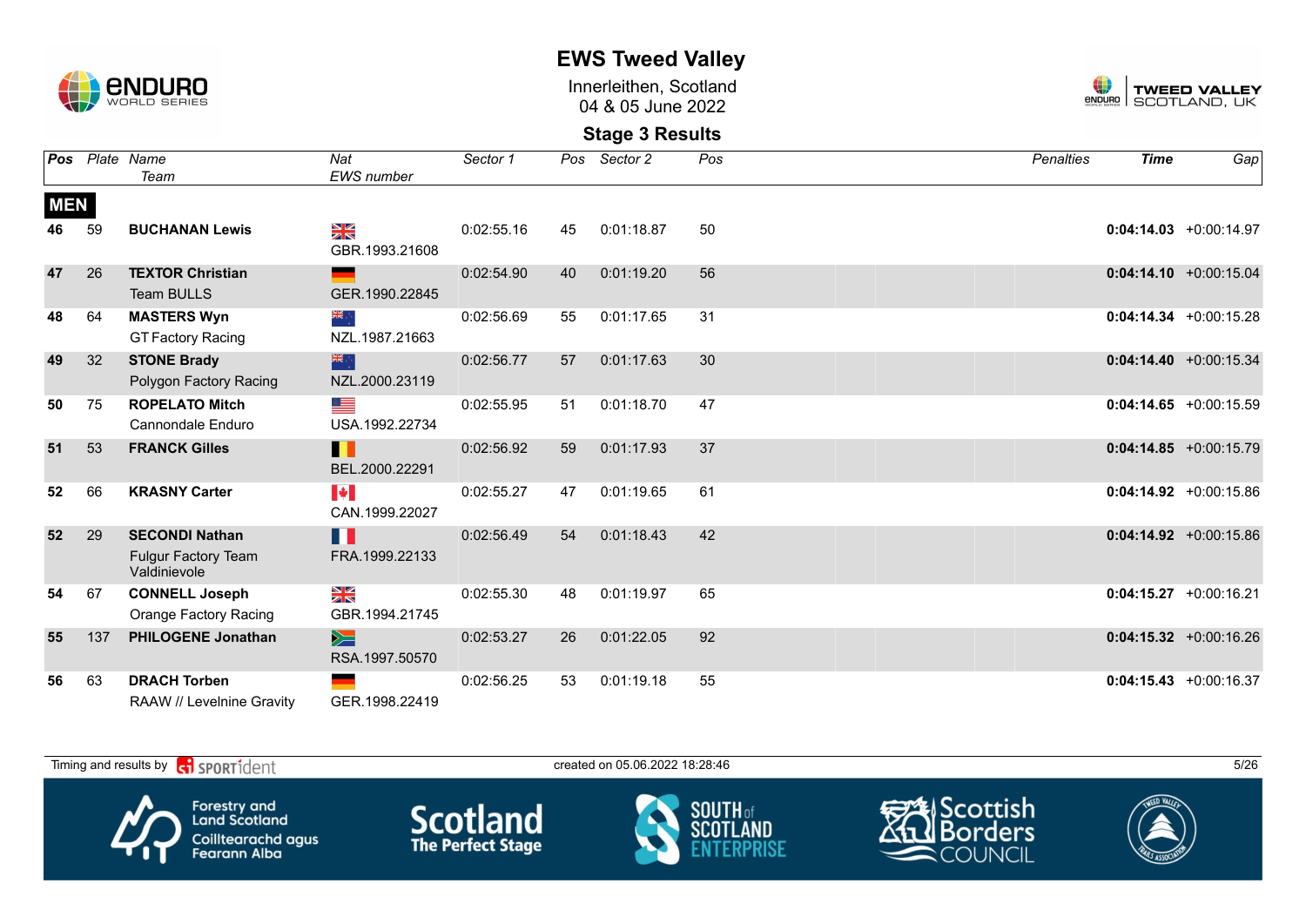# EWS Tweed Valley

Innerleithen, Scotland
04 & 05 June 2022

## Stage 3 Results

| Pos | Plate | Name / Team | Nat / EWS number | Sector 1 | Pos | Sector 2 | Pos | Penalties | Time | Gap |
|---|---|---|---|---|---|---|---|---|---|---|
| **MEN** | | | | | | | | | | |
| 46 | 59 | **BUCHANAN Lewis** | GBR.1993.21608 | 0:02:55.16 | 45 | 0:01:18.87 | 50 | | **0:04:14.03** | +0:00:14.97 |
| 47 | 26 | **TEXTOR Christian** Team BULLS | GER.1990.22845 | 0:02:54.90 | 40 | 0:01:19.20 | 56 | | **0:04:14.10** | +0:00:15.04 |
| 48 | 64 | **MASTERS Wyn** GT Factory Racing | NZL.1987.21663 | 0:02:56.69 | 55 | 0:01:17.65 | 31 | | **0:04:14.34** | +0:00:15.28 |
| 49 | 32 | **STONE Brady** Polygon Factory Racing | NZL.2000.23119 | 0:02:56.77 | 57 | 0:01:17.63 | 30 | | **0:04:14.40** | +0:00:15.34 |
| 50 | 75 | **ROPELATO Mitch** Cannondale Enduro | USA.1992.22734 | 0:02:55.95 | 51 | 0:01:18.70 | 47 | | **0:04:14.65** | +0:00:15.59 |
| 51 | 53 | **FRANCK Gilles** | BEL.2000.22291 | 0:02:56.92 | 59 | 0:01:17.93 | 37 | | **0:04:14.85** | +0:00:15.79 |
| 52 | 66 | **KRASNY Carter** | CAN.1999.22027 | 0:02:55.27 | 47 | 0:01:19.65 | 61 | | **0:04:14.92** | +0:00:15.86 |
| 52 | 29 | **SECONDI Nathan** Fulgur Factory Team Valdinievole | FRA.1999.22133 | 0:02:56.49 | 54 | 0:01:18.43 | 42 | | **0:04:14.92** | +0:00:15.86 |
| 54 | 67 | **CONNELL Joseph** Orange Factory Racing | GBR.1994.21745 | 0:02:55.30 | 48 | 0:01:19.97 | 65 | | **0:04:15.27** | +0:00:16.21 |
| 55 | 137 | **PHILOGENE Jonathan** | RSA.1997.50570 | 0:02:53.27 | 26 | 0:01:22.05 | 92 | | **0:04:15.32** | +0:00:16.26 |
| 56 | 63 | **DRACH Torben** RAAW // Levelnine Gravity | GER.1998.22419 | 0:02:56.25 | 53 | 0:01:19.18 | 55 | | **0:04:15.43** | +0:00:16.37 |

Timing and results by SPORTident

created on 05.06.2022 18:28:46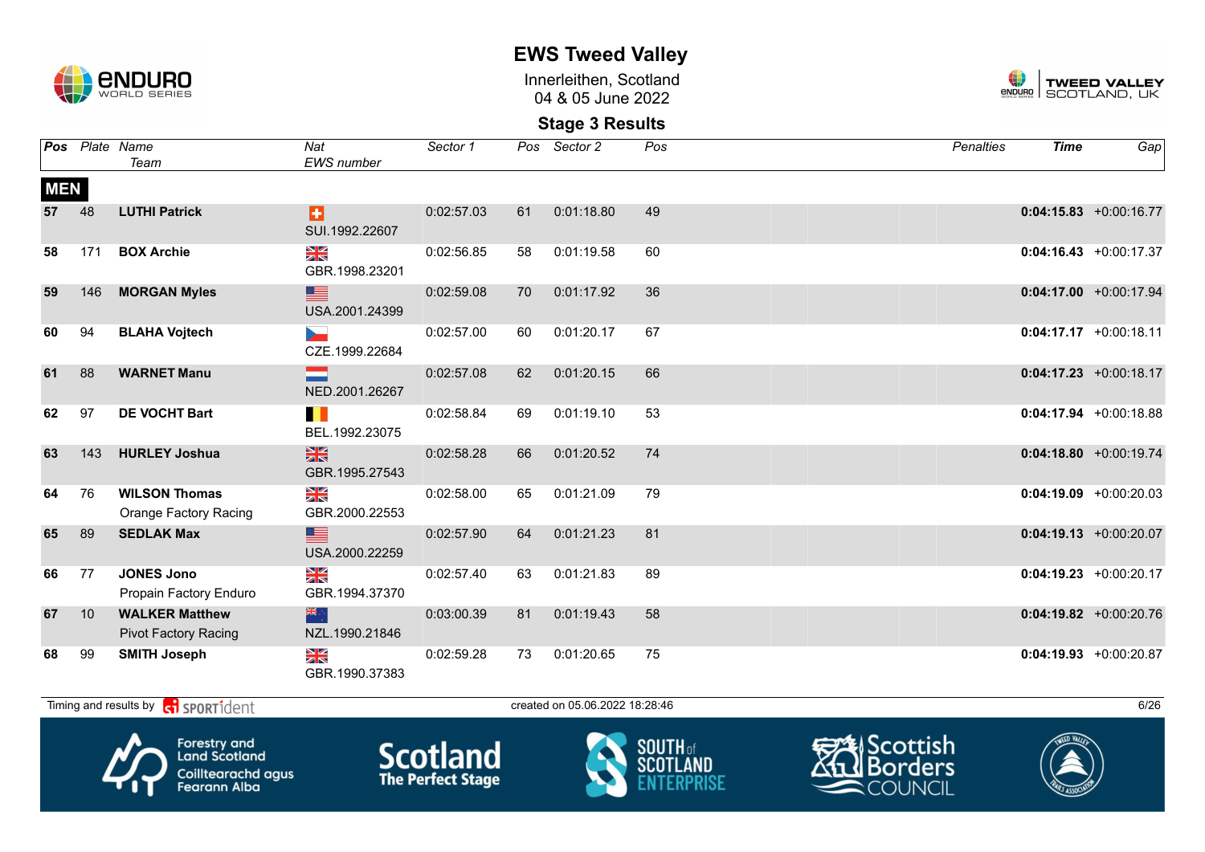# EWS Tweed Valley

Innerleithen, Scotland
04 & 05 June 2022

## Stage 3 Results

| Pos | Plate | Name / Team | Nat / EWS number | Sector 1 | Pos | Sector 2 | Pos | Penalties | Time | Gap |
|---|---|---|---|---|---|---|---|---|---|---|
| **MEN** | | | | | | | | | | |
| 57 | 48 | **LUTHI Patrick** | SUI.1992.22607 | 0:02:57.03 | 61 | 0:01:18.80 | 49 | | **0:04:15.83** | +0:00:16.77 |
| 58 | 171 | **BOX Archie** | GBR.1998.23201 | 0:02:56.85 | 58 | 0:01:19.58 | 60 | | **0:04:16.43** | +0:00:17.37 |
| 59 | 146 | **MORGAN Myles** | USA.2001.24399 | 0:02:59.08 | 70 | 0:01:17.92 | 36 | | **0:04:17.00** | +0:00:17.94 |
| 60 | 94 | **BLAHA Vojtech** | CZE.1999.22684 | 0:02:57.00 | 60 | 0:01:20.17 | 67 | | **0:04:17.17** | +0:00:18.11 |
| 61 | 88 | **WARNET Manu** | NED.2001.26267 | 0:02:57.08 | 62 | 0:01:20.15 | 66 | | **0:04:17.23** | +0:00:18.17 |
| 62 | 97 | **DE VOCHT Bart** | BEL.1992.23075 | 0:02:58.84 | 69 | 0:01:19.10 | 53 | | **0:04:17.94** | +0:00:18.88 |
| 63 | 143 | **HURLEY Joshua** | GBR.1995.27543 | 0:02:58.28 | 66 | 0:01:20.52 | 74 | | **0:04:18.80** | +0:00:19.74 |
| 64 | 76 | **WILSON Thomas** Orange Factory Racing | GBR.2000.22553 | 0:02:58.00 | 65 | 0:01:21.09 | 79 | | **0:04:19.09** | +0:00:20.03 |
| 65 | 89 | **SEDLAK Max** | USA.2000.22259 | 0:02:57.90 | 64 | 0:01:21.23 | 81 | | **0:04:19.13** | +0:00:20.07 |
| 66 | 77 | **JONES Jono** Propain Factory Enduro | GBR.1994.37370 | 0:02:57.40 | 63 | 0:01:21.83 | 89 | | **0:04:19.23** | +0:00:20.17 |
| 67 | 10 | **WALKER Matthew** Pivot Factory Racing | NZL.1990.21846 | 0:03:00.39 | 81 | 0:01:19.43 | 58 | | **0:04:19.82** | +0:00:20.76 |
| 68 | 99 | **SMITH Joseph** | GBR.1990.37383 | 0:02:59.28 | 73 | 0:01:20.65 | 75 | | **0:04:19.93** | +0:00:20.87 |

Timing and results by SPORTident — created on 05.06.2022 18:28:46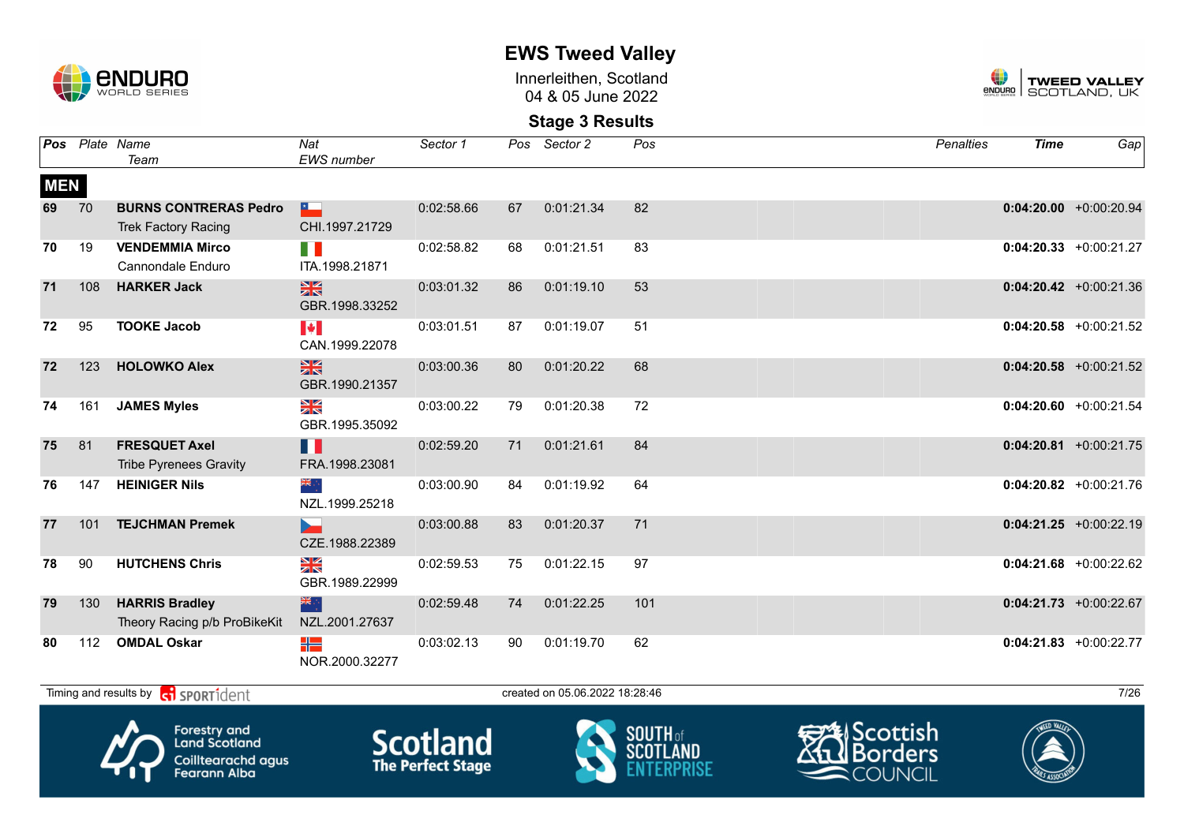# EWS Tweed Valley

Innerleithen, Scotland
04 & 05 June 2022

## Stage 3 Results

| Pos | Plate | Name / Team | Nat / EWS number | Sector 1 | Pos | Sector 2 | Pos | Penalties | Time | Gap |
|---|---|---|---|---|---|---|---|---|---|---|
| **MEN** | | | | | | | | | | |
| 69 | 70 | **BURNS CONTRERAS Pedro** Trek Factory Racing | CHI.1997.21729 | 0:02:58.66 | 67 | 0:01:21.34 | 82 | | **0:04:20.00** | +0:00:20.94 |
| 70 | 19 | **VENDEMMIA Mirco** Cannondale Enduro | ITA.1998.21871 | 0:02:58.82 | 68 | 0:01:21.51 | 83 | | **0:04:20.33** | +0:00:21.27 |
| 71 | 108 | **HARKER Jack** | GBR.1998.33252 | 0:03:01.32 | 86 | 0:01:19.10 | 53 | | **0:04:20.42** | +0:00:21.36 |
| 72 | 95 | **TOOKE Jacob** | CAN.1999.22078 | 0:03:01.51 | 87 | 0:01:19.07 | 51 | | **0:04:20.58** | +0:00:21.52 |
| 72 | 123 | **HOLOWKO Alex** | GBR.1990.21357 | 0:03:00.36 | 80 | 0:01:20.22 | 68 | | **0:04:20.58** | +0:00:21.52 |
| 74 | 161 | **JAMES Myles** | GBR.1995.35092 | 0:03:00.22 | 79 | 0:01:20.38 | 72 | | **0:04:20.60** | +0:00:21.54 |
| 75 | 81 | **FRESQUET Axel** Tribe Pyrenees Gravity | FRA.1998.23081 | 0:02:59.20 | 71 | 0:01:21.61 | 84 | | **0:04:20.81** | +0:00:21.75 |
| 76 | 147 | **HEINIGER Nils** | NZL.1999.25218 | 0:03:00.90 | 84 | 0:01:19.92 | 64 | | **0:04:20.82** | +0:00:21.76 |
| 77 | 101 | **TEJCHMAN Premek** | CZE.1988.22389 | 0:03:00.88 | 83 | 0:01:20.37 | 71 | | **0:04:21.25** | +0:00:22.19 |
| 78 | 90 | **HUTCHENS Chris** | GBR.1989.22999 | 0:02:59.53 | 75 | 0:01:22.15 | 97 | | **0:04:21.68** | +0:00:22.62 |
| 79 | 130 | **HARRIS Bradley** Theory Racing p/b ProBikeKit | NZL.2001.27637 | 0:02:59.48 | 74 | 0:01:22.25 | 101 | | **0:04:21.73** | +0:00:22.67 |
| 80 | 112 | **OMDAL Oskar** | NOR.2000.32277 | 0:03:02.13 | 90 | 0:01:19.70 | 62 | | **0:04:21.83** | +0:00:22.77 |

Timing and results by SPORTident — created on 05.06.2022 18:28:46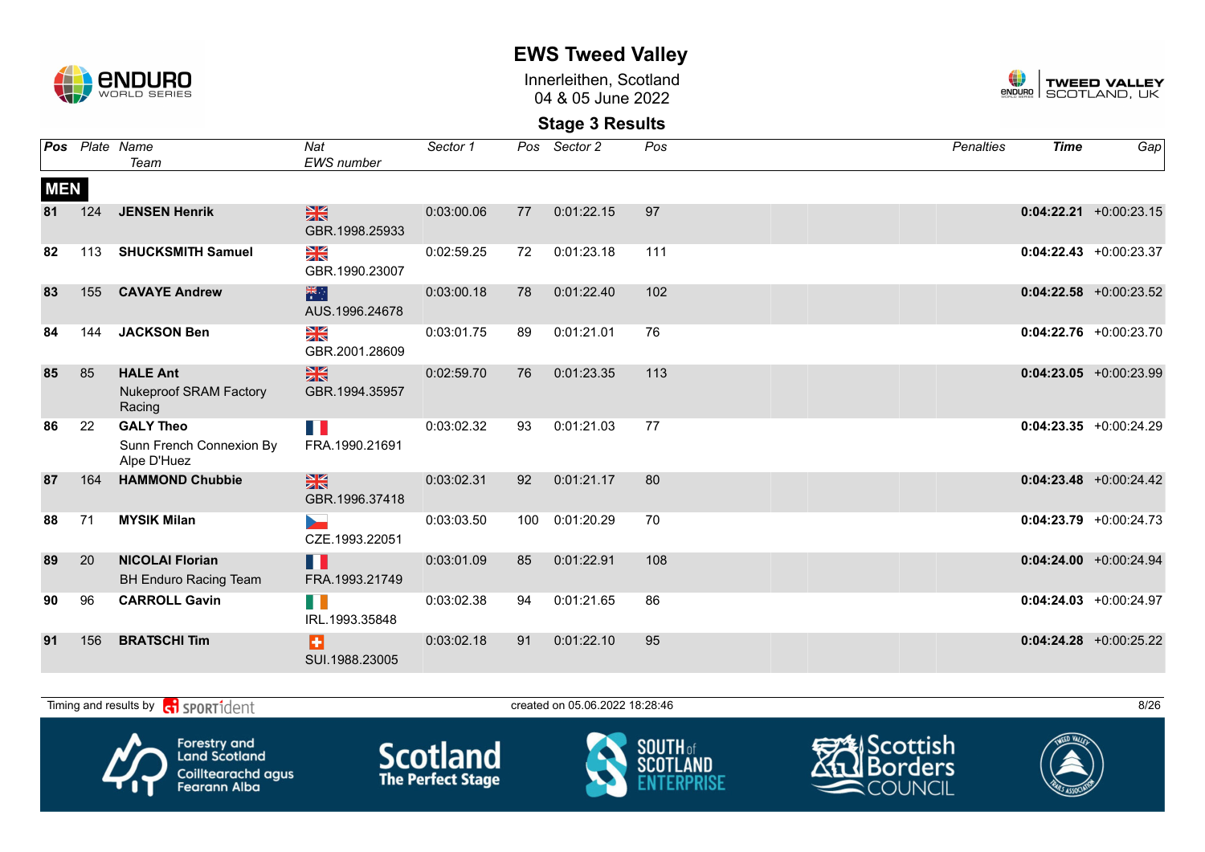# EWS Tweed Valley

Innerleithen, Scotland
04 & 05 June 2022

## Stage 3 Results

| Pos | Plate | Name / Team | Nat / EWS number | Sector 1 | Pos | Sector 2 | Pos | Penalties | Time | Gap |
|---|---|---|---|---|---|---|---|---|---|---|
| **MEN** | | | | | | | | | | |
| 81 | 124 | **JENSEN Henrik** | GBR.1998.25933 | 0:03:00.06 | 77 | 0:01:22.15 | 97 | | **0:04:22.21** | +0:00:23.15 |
| 82 | 113 | **SHUCKSMITH Samuel** | GBR.1990.23007 | 0:02:59.25 | 72 | 0:01:23.18 | 111 | | **0:04:22.43** | +0:00:23.37 |
| 83 | 155 | **CAVAYE Andrew** | AUS.1996.24678 | 0:03:00.18 | 78 | 0:01:22.40 | 102 | | **0:04:22.58** | +0:00:23.52 |
| 84 | 144 | **JACKSON Ben** | GBR.2001.28609 | 0:03:01.75 | 89 | 0:01:21.01 | 76 | | **0:04:22.76** | +0:00:23.70 |
| 85 | 85 | **HALE Ant** Nukeproof SRAM Factory Racing | GBR.1994.35957 | 0:02:59.70 | 76 | 0:01:23.35 | 113 | | **0:04:23.05** | +0:00:23.99 |
| 86 | 22 | **GALY Theo** Sunn French Connexion By Alpe D'Huez | FRA.1990.21691 | 0:03:02.32 | 93 | 0:01:21.03 | 77 | | **0:04:23.35** | +0:00:24.29 |
| 87 | 164 | **HAMMOND Chubbie** | GBR.1996.37418 | 0:03:02.31 | 92 | 0:01:21.17 | 80 | | **0:04:23.48** | +0:00:24.42 |
| 88 | 71 | **MYSIK Milan** | CZE.1993.22051 | 0:03:03.50 | 100 | 0:01:20.29 | 70 | | **0:04:23.79** | +0:00:24.73 |
| 89 | 20 | **NICOLAI Florian** BH Enduro Racing Team | FRA.1993.21749 | 0:03:01.09 | 85 | 0:01:22.91 | 108 | | **0:04:24.00** | +0:00:24.94 |
| 90 | 96 | **CARROLL Gavin** | IRL.1993.35848 | 0:03:02.38 | 94 | 0:01:21.65 | 86 | | **0:04:24.03** | +0:00:24.97 |
| 91 | 156 | **BRATSCHI Tim** | SUI.1988.23005 | 0:03:02.18 | 91 | 0:01:22.10 | 95 | | **0:04:24.28** | +0:00:25.22 |

Timing and results by SPORTident — created on 05.06.2022 18:28:46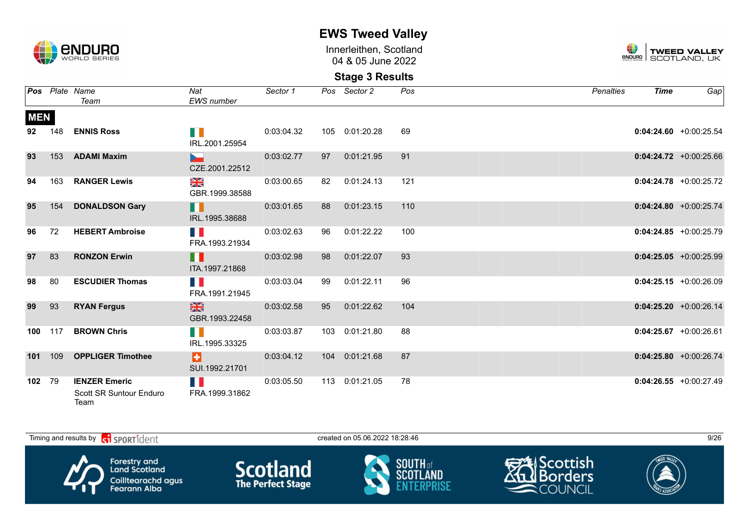# EWS Tweed Valley

Innerleithen, Scotland
04 & 05 June 2022

## Stage 3 Results

| Pos | Plate | Name / Team | Nat / EWS number | Sector 1 | Pos | Sector 2 | Pos | Penalties | Time | Gap |
|---|---|---|---|---|---|---|---|---|---|---|
| **MEN** | | | | | | | | | | |
| 92 | 148 | **ENNIS Ross** | IRL.2001.25954 | 0:03:04.32 | 105 | 0:01:20.28 | 69 | | **0:04:24.60** | +0:00:25.54 |
| 93 | 153 | **ADAMI Maxim** | CZE.2001.22512 | 0:03:02.77 | 97 | 0:01:21.95 | 91 | | **0:04:24.72** | +0:00:25.66 |
| 94 | 163 | **RANGER Lewis** | GBR.1999.38588 | 0:03:00.65 | 82 | 0:01:24.13 | 121 | | **0:04:24.78** | +0:00:25.72 |
| 95 | 154 | **DONALDSON Gary** | IRL.1995.38688 | 0:03:01.65 | 88 | 0:01:23.15 | 110 | | **0:04:24.80** | +0:00:25.74 |
| 96 | 72 | **HEBERT Ambroise** | FRA.1993.21934 | 0:03:02.63 | 96 | 0:01:22.22 | 100 | | **0:04:24.85** | +0:00:25.79 |
| 97 | 83 | **RONZON Erwin** | ITA.1997.21868 | 0:03:02.98 | 98 | 0:01:22.07 | 93 | | **0:04:25.05** | +0:00:25.99 |
| 98 | 80 | **ESCUDIER Thomas** | FRA.1991.21945 | 0:03:03.04 | 99 | 0:01:22.11 | 96 | | **0:04:25.15** | +0:00:26.09 |
| 99 | 93 | **RYAN Fergus** | GBR.1993.22458 | 0:03:02.58 | 95 | 0:01:22.62 | 104 | | **0:04:25.20** | +0:00:26.14 |
| 100 | 117 | **BROWN Chris** | IRL.1995.33325 | 0:03:03.87 | 103 | 0:01:21.80 | 88 | | **0:04:25.67** | +0:00:26.61 |
| 101 | 109 | **OPPLIGER Timothee** | SUI.1992.21701 | 0:03:04.12 | 104 | 0:01:21.68 | 87 | | **0:04:25.80** | +0:00:26.74 |
| 102 | 79 | **IENZER Emeric** / Scott SR Suntour Enduro Team | FRA.1999.31862 | 0:03:05.50 | 113 | 0:01:21.05 | 78 | | **0:04:26.55** | +0:00:27.49 |

Timing and results by SPORTident — created on 05.06.2022 18:28:46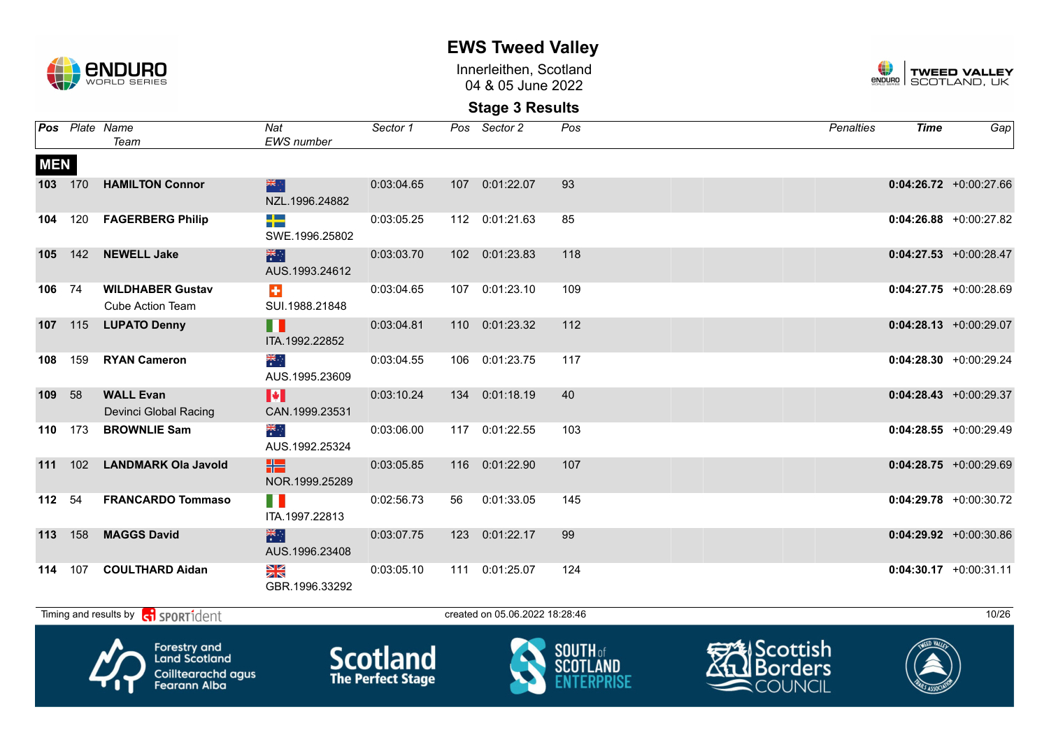# EWS Tweed Valley

Innerleithen, Scotland
04 & 05 June 2022

## Stage 3 Results

| Pos | Plate | Name / Team | Nat / EWS number | Sector 1 | Pos | Sector 2 | Pos | Penalties | Time | Gap |
|---|---|---|---|---|---|---|---|---|---|---|
| **MEN** | | | | | | | | | | |
| 103 | 170 | **HAMILTON Connor** | NZL.1996.24882 | 0:03:04.65 | 107 | 0:01:22.07 | 93 | | **0:04:26.72** | +0:00:27.66 |
| 104 | 120 | **FAGERBERG Philip** | SWE.1996.25802 | 0:03:05.25 | 112 | 0:01:21.63 | 85 | | **0:04:26.88** | +0:00:27.82 |
| 105 | 142 | **NEWELL Jake** | AUS.1993.24612 | 0:03:03.70 | 102 | 0:01:23.83 | 118 | | **0:04:27.53** | +0:00:28.47 |
| 106 | 74 | **WILDHABER Gustav** Cube Action Team | SUI.1988.21848 | 0:03:04.65 | 107 | 0:01:23.10 | 109 | | **0:04:27.75** | +0:00:28.69 |
| 107 | 115 | **LUPATO Denny** | ITA.1992.22852 | 0:03:04.81 | 110 | 0:01:23.32 | 112 | | **0:04:28.13** | +0:00:29.07 |
| 108 | 159 | **RYAN Cameron** | AUS.1995.23609 | 0:03:04.55 | 106 | 0:01:23.75 | 117 | | **0:04:28.30** | +0:00:29.24 |
| 109 | 58 | **WALL Evan** Devinci Global Racing | CAN.1999.23531 | 0:03:10.24 | 134 | 0:01:18.19 | 40 | | **0:04:28.43** | +0:00:29.37 |
| 110 | 173 | **BROWNLIE Sam** | AUS.1992.25324 | 0:03:06.00 | 117 | 0:01:22.55 | 103 | | **0:04:28.55** | +0:00:29.49 |
| 111 | 102 | **LANDMARK Ola Javold** | NOR.1999.25289 | 0:03:05.85 | 116 | 0:01:22.90 | 107 | | **0:04:28.75** | +0:00:29.69 |
| 112 | 54 | **FRANCARDO Tommaso** | ITA.1997.22813 | 0:02:56.73 | 56 | 0:01:33.05 | 145 | | **0:04:29.78** | +0:00:30.72 |
| 113 | 158 | **MAGGS David** | AUS.1996.23408 | 0:03:07.75 | 123 | 0:01:22.17 | 99 | | **0:04:29.92** | +0:00:30.86 |
| 114 | 107 | **COULTHARD Aidan** | GBR.1996.33292 | 0:03:05.10 | 111 | 0:01:25.07 | 124 | | **0:04:30.17** | +0:00:31.11 |

Timing and results by SPORTident

created on 05.06.2022 18:28:46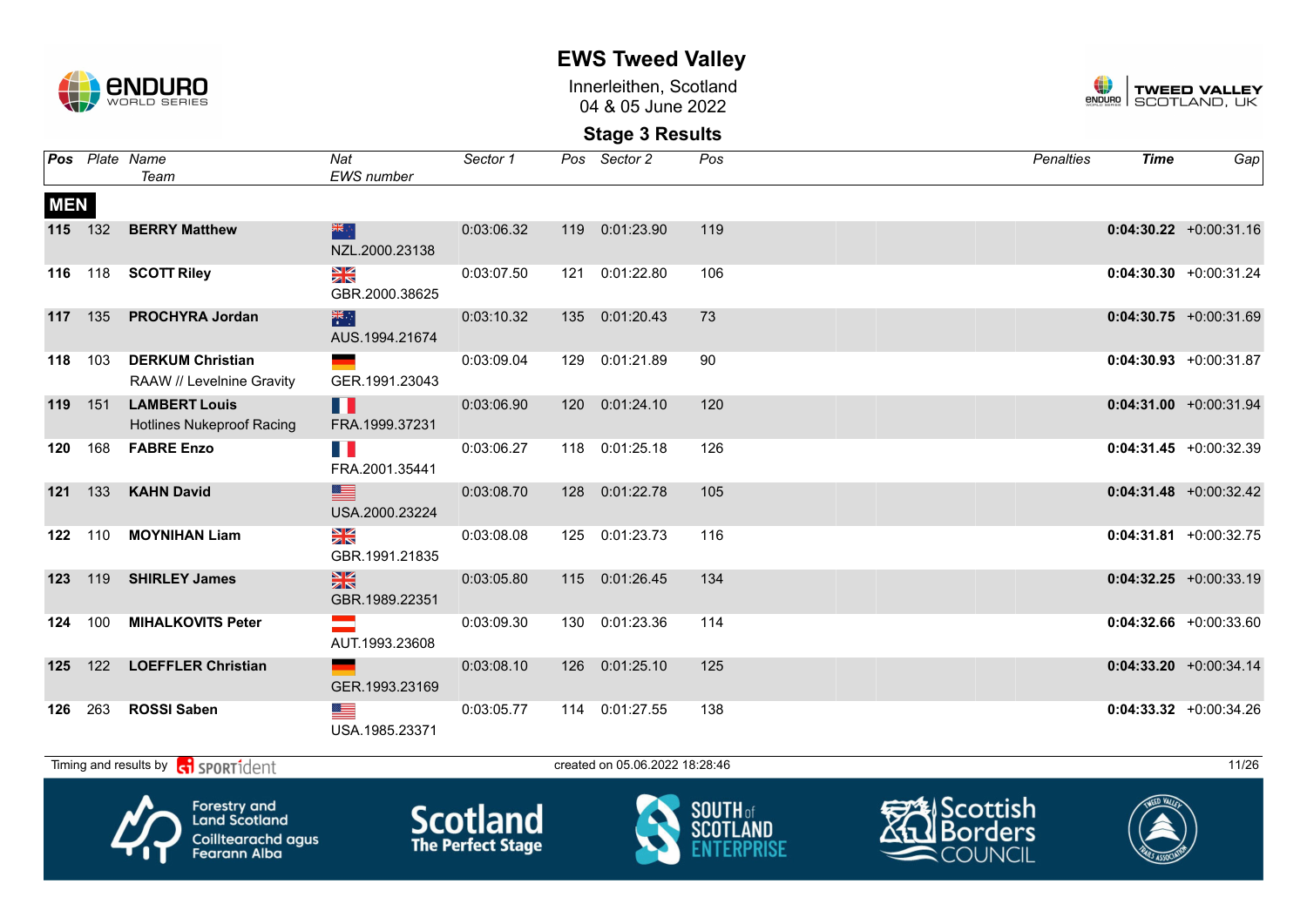# EWS Tweed Valley

Innerleithen, Scotland
04 & 05 June 2022

## Stage 3 Results

| Pos | Plate | Name / Team | Nat / EWS number | Sector 1 | Pos | Sector 2 | Pos | Penalties | Time | Gap |
|---|---|---|---|---|---|---|---|---|---|---|
| **MEN** | | | | | | | | | | |
| 115 | 132 | **BERRY Matthew** | NZL.2000.23138 | 0:03:06.32 | 119 | 0:01:23.90 | 119 | | **0:04:30.22** | +0:00:31.16 |
| 116 | 118 | **SCOTT Riley** | GBR.2000.38625 | 0:03:07.50 | 121 | 0:01:22.80 | 106 | | **0:04:30.30** | +0:00:31.24 |
| 117 | 135 | **PROCHYRA Jordan** | AUS.1994.21674 | 0:03:10.32 | 135 | 0:01:20.43 | 73 | | **0:04:30.75** | +0:00:31.69 |
| 118 | 103 | **DERKUM Christian** RAAW // Levelnine Gravity | GER.1991.23043 | 0:03:09.04 | 129 | 0:01:21.89 | 90 | | **0:04:30.93** | +0:00:31.87 |
| 119 | 151 | **LAMBERT Louis** Hotlines Nukeproof Racing | FRA.1999.37231 | 0:03:06.90 | 120 | 0:01:24.10 | 120 | | **0:04:31.00** | +0:00:31.94 |
| 120 | 168 | **FABRE Enzo** | FRA.2001.35441 | 0:03:06.27 | 118 | 0:01:25.18 | 126 | | **0:04:31.45** | +0:00:32.39 |
| 121 | 133 | **KAHN David** | USA.2000.23224 | 0:03:08.70 | 128 | 0:01:22.78 | 105 | | **0:04:31.48** | +0:00:32.42 |
| 122 | 110 | **MOYNIHAN Liam** | GBR.1991.21835 | 0:03:08.08 | 125 | 0:01:23.73 | 116 | | **0:04:31.81** | +0:00:32.75 |
| 123 | 119 | **SHIRLEY James** | GBR.1989.22351 | 0:03:05.80 | 115 | 0:01:26.45 | 134 | | **0:04:32.25** | +0:00:33.19 |
| 124 | 100 | **MIHALKOVITS Peter** | AUT.1993.23608 | 0:03:09.30 | 130 | 0:01:23.36 | 114 | | **0:04:32.66** | +0:00:33.60 |
| 125 | 122 | **LOEFFLER Christian** | GER.1993.23169 | 0:03:08.10 | 126 | 0:01:25.10 | 125 | | **0:04:33.20** | +0:00:34.14 |
| 126 | 263 | **ROSSI Saben** | USA.1985.23371 | 0:03:05.77 | 114 | 0:01:27.55 | 138 | | **0:04:33.32** | +0:00:34.26 |

Timing and results by SPORTident — created on 05.06.2022 18:28:46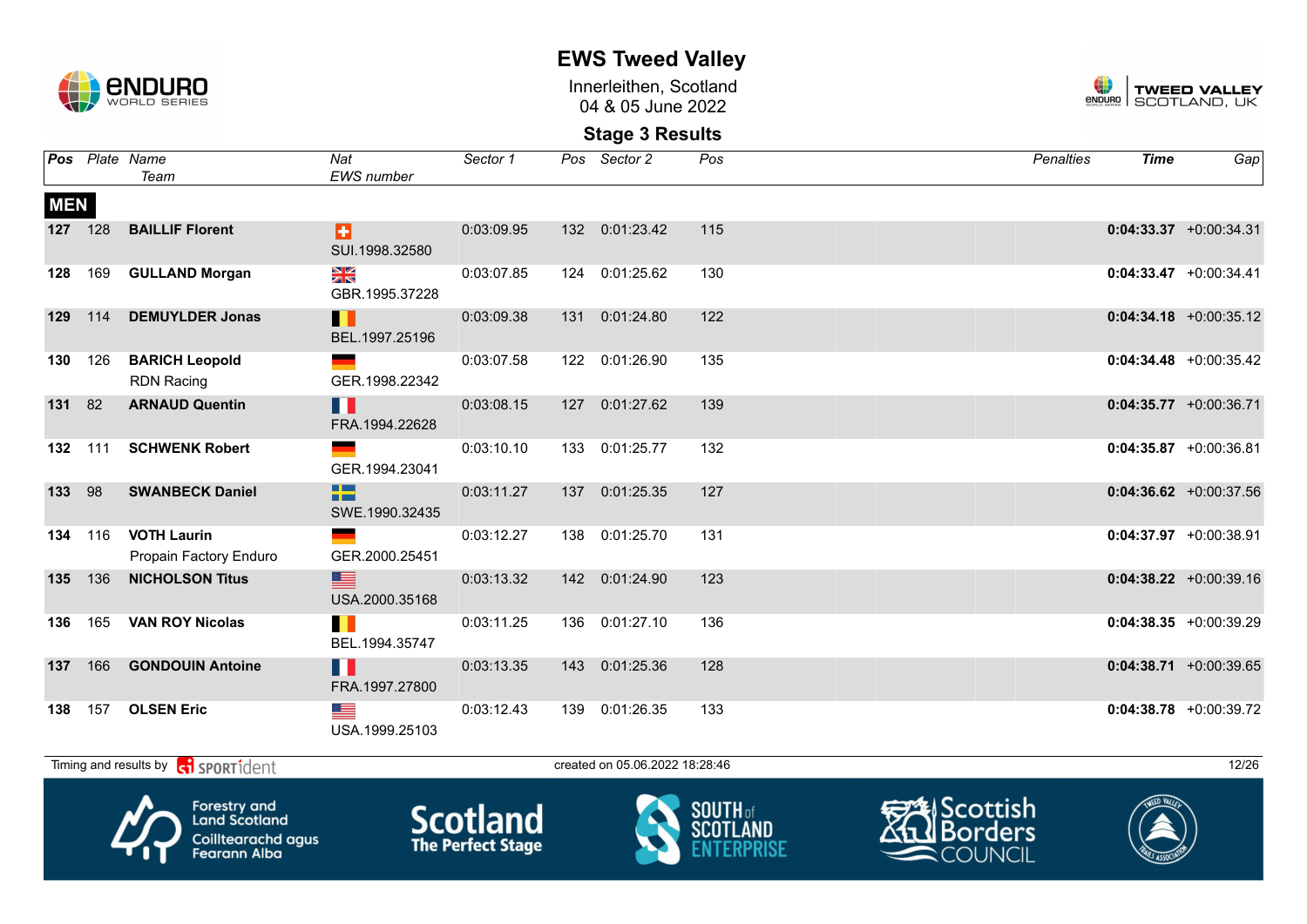# EWS Tweed Valley

Innerleithen, Scotland
04 & 05 June 2022

## Stage 3 Results

### MEN

| Pos | Plate | Name / Team | Nat / EWS number | Sector 1 | Pos | Sector 2 | Pos | Penalties | Time | Gap |
|---|---|---|---|---|---|---|---|---|---|---|
| 127 | 128 | **BAILLIF Florent** | SUI.1998.32580 | 0:03:09.95 | 132 | 0:01:23.42 | 115 | | **0:04:33.37** | +0:00:34.31 |
| 128 | 169 | **GULLAND Morgan** | GBR.1995.37228 | 0:03:07.85 | 124 | 0:01:25.62 | 130 | | **0:04:33.47** | +0:00:34.41 |
| 129 | 114 | **DEMUYLDER Jonas** | BEL.1997.25196 | 0:03:09.38 | 131 | 0:01:24.80 | 122 | | **0:04:34.18** | +0:00:35.12 |
| 130 | 126 | **BARICH Leopold**<br>RDN Racing | GER.1998.22342 | 0:03:07.58 | 122 | 0:01:26.90 | 135 | | **0:04:34.48** | +0:00:35.42 |
| 131 | 82 | **ARNAUD Quentin** | FRA.1994.22628 | 0:03:08.15 | 127 | 0:01:27.62 | 139 | | **0:04:35.77** | +0:00:36.71 |
| 132 | 111 | **SCHWENK Robert** | GER.1994.23041 | 0:03:10.10 | 133 | 0:01:25.77 | 132 | | **0:04:35.87** | +0:00:36.81 |
| 133 | 98 | **SWANBECK Daniel** | SWE.1990.32435 | 0:03:11.27 | 137 | 0:01:25.35 | 127 | | **0:04:36.62** | +0:00:37.56 |
| 134 | 116 | **VOTH Laurin**<br>Propain Factory Enduro | GER.2000.25451 | 0:03:12.27 | 138 | 0:01:25.70 | 131 | | **0:04:37.97** | +0:00:38.91 |
| 135 | 136 | **NICHOLSON Titus** | USA.2000.35168 | 0:03:13.32 | 142 | 0:01:24.90 | 123 | | **0:04:38.22** | +0:00:39.16 |
| 136 | 165 | **VAN ROY Nicolas** | BEL.1994.35747 | 0:03:11.25 | 136 | 0:01:27.10 | 136 | | **0:04:38.35** | +0:00:39.29 |
| 137 | 166 | **GONDOUIN Antoine** | FRA.1997.27800 | 0:03:13.35 | 143 | 0:01:25.36 | 128 | | **0:04:38.71** | +0:00:39.65 |
| 138 | 157 | **OLSEN Eric** | USA.1999.25103 | 0:03:12.43 | 139 | 0:01:26.35 | 133 | | **0:04:38.78** | +0:00:39.72 |

Timing and results by SPORTident — created on 05.06.2022 18:28:46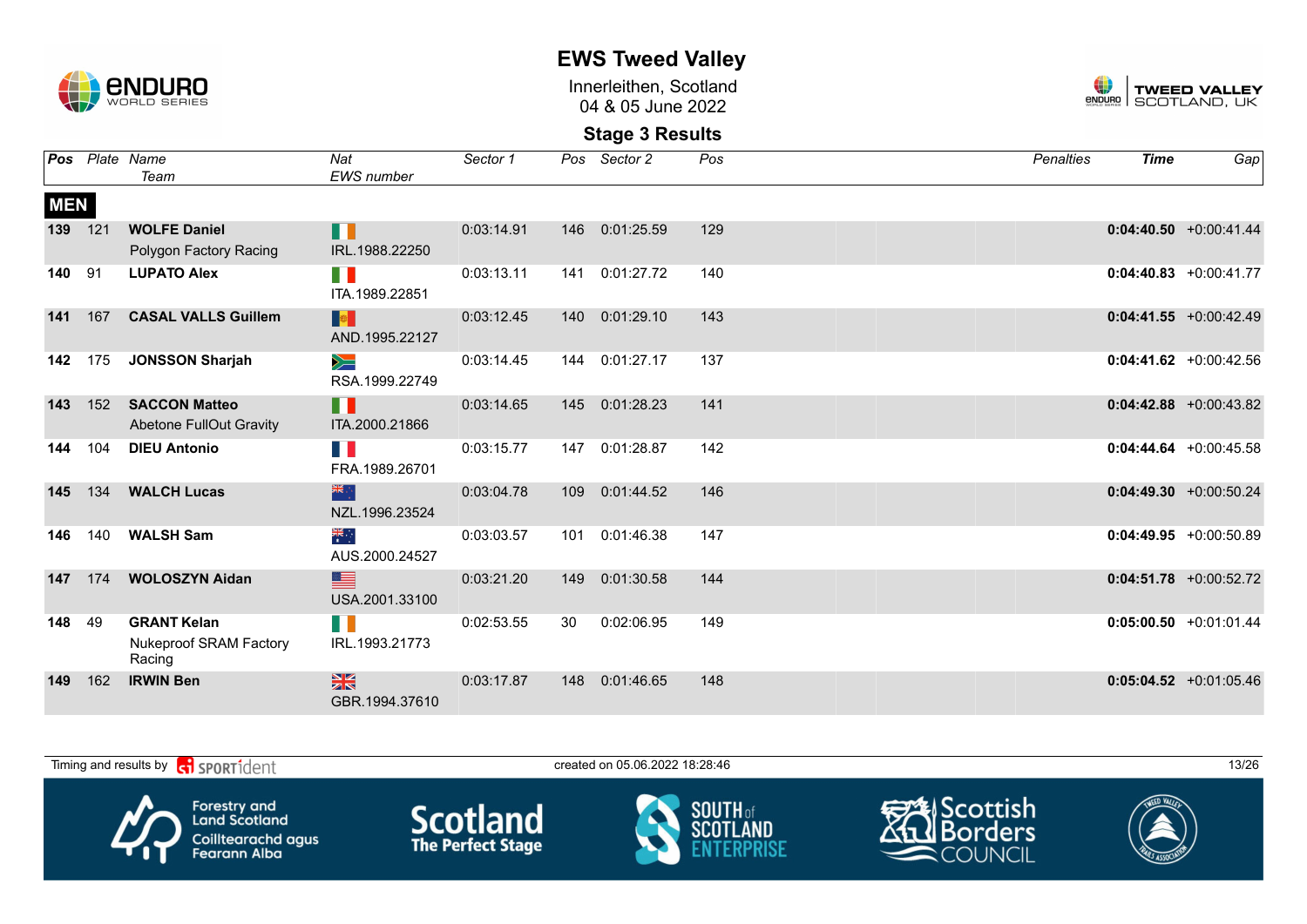# EWS Tweed Valley

Innerleithen, Scotland
04 & 05 June 2022

## Stage 3 Results

| Pos | Plate | Name / Team | Nat / EWS number | Sector 1 | Pos | Sector 2 | Pos | Penalties | Time | Gap |
|---|---|---|---|---|---|---|---|---|---|---|
| **MEN** | | | | | | | | | | |
| **139** | 121 | **WOLFE Daniel** Polygon Factory Racing | IRL.1988.22250 | 0:03:14.91 | 146 | 0:01:25.59 | 129 | | **0:04:40.50** | +0:00:41.44 |
| **140** | 91 | **LUPATO Alex** | ITA.1989.22851 | 0:03:13.11 | 141 | 0:01:27.72 | 140 | | **0:04:40.83** | +0:00:41.77 |
| **141** | 167 | **CASAL VALLS Guillem** | AND.1995.22127 | 0:03:12.45 | 140 | 0:01:29.10 | 143 | | **0:04:41.55** | +0:00:42.49 |
| **142** | 175 | **JONSSON Sharjah** | RSA.1999.22749 | 0:03:14.45 | 144 | 0:01:27.17 | 137 | | **0:04:41.62** | +0:00:42.56 |
| **143** | 152 | **SACCON Matteo** Abetone FullOut Gravity | ITA.2000.21866 | 0:03:14.65 | 145 | 0:01:28.23 | 141 | | **0:04:42.88** | +0:00:43.82 |
| **144** | 104 | **DIEU Antonio** | FRA.1989.26701 | 0:03:15.77 | 147 | 0:01:28.87 | 142 | | **0:04:44.64** | +0:00:45.58 |
| **145** | 134 | **WALCH Lucas** | NZL.1996.23524 | 0:03:04.78 | 109 | 0:01:44.52 | 146 | | **0:04:49.30** | +0:00:50.24 |
| **146** | 140 | **WALSH Sam** | AUS.2000.24527 | 0:03:03.57 | 101 | 0:01:46.38 | 147 | | **0:04:49.95** | +0:00:50.89 |
| **147** | 174 | **WOLOSZYN Aidan** | USA.2001.33100 | 0:03:21.20 | 149 | 0:01:30.58 | 144 | | **0:04:51.78** | +0:00:52.72 |
| **148** | 49 | **GRANT Kelan** Nukeproof SRAM Factory Racing | IRL.1993.21773 | 0:02:53.55 | 30 | 0:02:06.95 | 149 | | **0:05:00.50** | +0:01:01.44 |
| **149** | 162 | **IRWIN Ben** | GBR.1994.37610 | 0:03:17.87 | 148 | 0:01:46.65 | 148 | | **0:05:04.52** | +0:01:05.46 |

Timing and results by SPORTident — created on 05.06.2022 18:28:46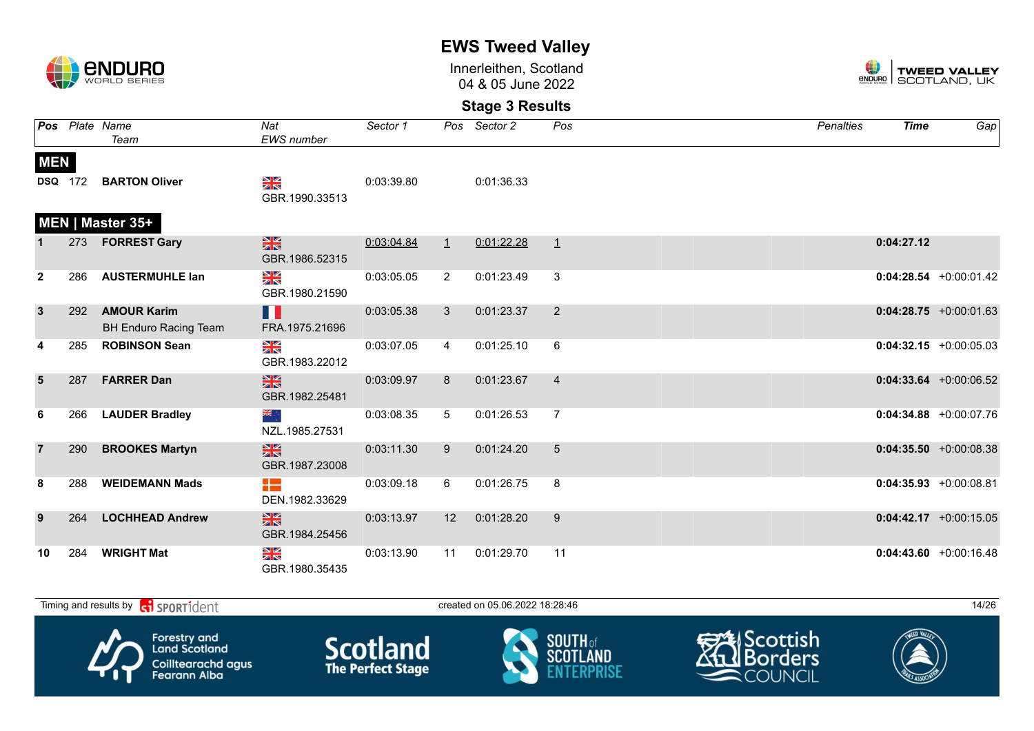# EWS Tweed Valley

Innerleithen, Scotland
04 & 05 June 2022

## Stage 3 Results

| Pos | Plate | Name / Team | Nat / EWS number | Sector 1 | Pos | Sector 2 | Pos | Penalties | Time | Gap |
|---|---|---|---|---|---|---|---|---|---|---|
| **MEN** | | | | | | | | | | |
| DSQ | 172 | **BARTON Oliver** | GBR.1990.33513 | 0:03:39.80 | | 0:01:36.33 | | | | |
| **MEN \| Master 35+** | | | | | | | | | | |
| 1 | 273 | **FORREST Gary** | GBR.1986.52315 | 0:03:04.84 | 1 | 0:01:22.28 | 1 | | **0:04:27.12** | |
| 2 | 286 | **AUSTERMUHLE Ian** | GBR.1980.21590 | 0:03:05.05 | 2 | 0:01:23.49 | 3 | | **0:04:28.54** | +0:00:01.42 |
| 3 | 292 | **AMOUR Karim** BH Enduro Racing Team | FRA.1975.21696 | 0:03:05.38 | 3 | 0:01:23.37 | 2 | | **0:04:28.75** | +0:00:01.63 |
| 4 | 285 | **ROBINSON Sean** | GBR.1983.22012 | 0:03:07.05 | 4 | 0:01:25.10 | 6 | | **0:04:32.15** | +0:00:05.03 |
| 5 | 287 | **FARRER Dan** | GBR.1982.25481 | 0:03:09.97 | 8 | 0:01:23.67 | 4 | | **0:04:33.64** | +0:00:06.52 |
| 6 | 266 | **LAUDER Bradley** | NZL.1985.27531 | 0:03:08.35 | 5 | 0:01:26.53 | 7 | | **0:04:34.88** | +0:00:07.76 |
| 7 | 290 | **BROOKES Martyn** | GBR.1987.23008 | 0:03:11.30 | 9 | 0:01:24.20 | 5 | | **0:04:35.50** | +0:00:08.38 |
| 8 | 288 | **WEIDEMANN Mads** | DEN.1982.33629 | 0:03:09.18 | 6 | 0:01:26.75 | 8 | | **0:04:35.93** | +0:00:08.81 |
| 9 | 264 | **LOCHHEAD Andrew** | GBR.1984.25456 | 0:03:13.97 | 12 | 0:01:28.20 | 9 | | **0:04:42.17** | +0:00:15.05 |
| 10 | 284 | **WRIGHT Mat** | GBR.1980.35435 | 0:03:13.90 | 11 | 0:01:29.70 | 11 | | **0:04:43.60** | +0:00:16.48 |

Timing and results by SPORTident — created on 05.06.2022 18:28:46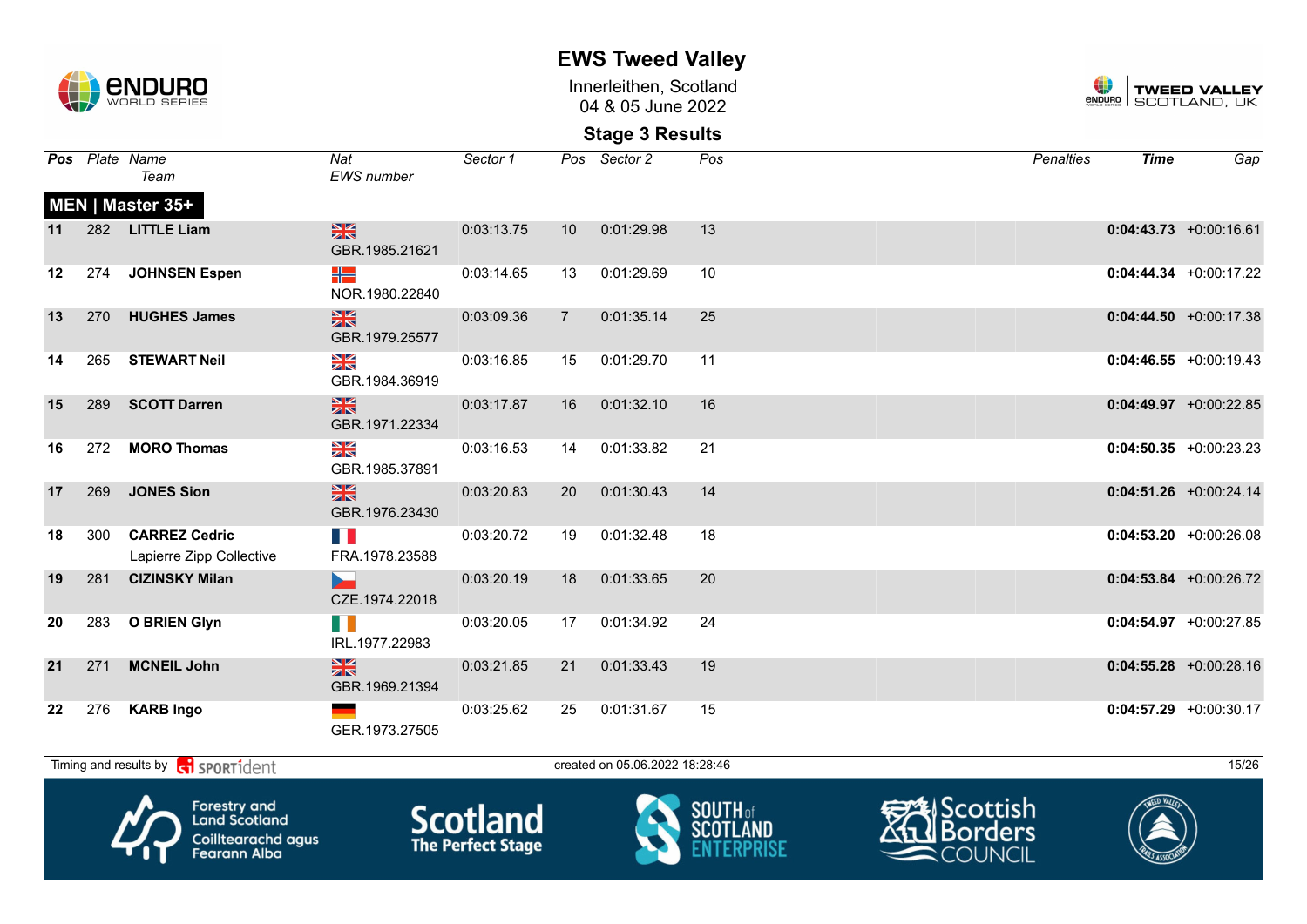# EWS Tweed Valley

Innerleithen, Scotland
04 & 05 June 2022

## Stage 3 Results

### MEN | Master 35+

| Pos | Plate | Name / Team | Nat / EWS number | Sector 1 | Pos | Sector 2 | Pos | Penalties | Time | Gap |
|---|---|---|---|---|---|---|---|---|---|---|
| 11 | 282 | **LITTLE Liam** | GBR.1985.21621 | 0:03:13.75 | 10 | 0:01:29.98 | 13 | | **0:04:43.73** | +0:00:16.61 |
| 12 | 274 | **JOHNSEN Espen** | NOR.1980.22840 | 0:03:14.65 | 13 | 0:01:29.69 | 10 | | **0:04:44.34** | +0:00:17.22 |
| 13 | 270 | **HUGHES James** | GBR.1979.25577 | 0:03:09.36 | 7 | 0:01:35.14 | 25 | | **0:04:44.50** | +0:00:17.38 |
| 14 | 265 | **STEWART Neil** | GBR.1984.36919 | 0:03:16.85 | 15 | 0:01:29.70 | 11 | | **0:04:46.55** | +0:00:19.43 |
| 15 | 289 | **SCOTT Darren** | GBR.1971.22334 | 0:03:17.87 | 16 | 0:01:32.10 | 16 | | **0:04:49.97** | +0:00:22.85 |
| 16 | 272 | **MORO Thomas** | GBR.1985.37891 | 0:03:16.53 | 14 | 0:01:33.82 | 21 | | **0:04:50.35** | +0:00:23.23 |
| 17 | 269 | **JONES Sion** | GBR.1976.23430 | 0:03:20.83 | 20 | 0:01:30.43 | 14 | | **0:04:51.26** | +0:00:24.14 |
| 18 | 300 | **CARREZ Cedric** Lapierre Zipp Collective | FRA.1978.23588 | 0:03:20.72 | 19 | 0:01:32.48 | 18 | | **0:04:53.20** | +0:00:26.08 |
| 19 | 281 | **CIZINSKY Milan** | CZE.1974.22018 | 0:03:20.19 | 18 | 0:01:33.65 | 20 | | **0:04:53.84** | +0:00:26.72 |
| 20 | 283 | **O BRIEN Glyn** | IRL.1977.22983 | 0:03:20.05 | 17 | 0:01:34.92 | 24 | | **0:04:54.97** | +0:00:27.85 |
| 21 | 271 | **MCNEIL John** | GBR.1969.21394 | 0:03:21.85 | 21 | 0:01:33.43 | 19 | | **0:04:55.28** | +0:00:28.16 |
| 22 | 276 | **KARB Ingo** | GER.1973.27505 | 0:03:25.62 | 25 | 0:01:31.67 | 15 | | **0:04:57.29** | +0:00:30.17 |

Timing and results by SPORTident — created on 05.06.2022 18:28:46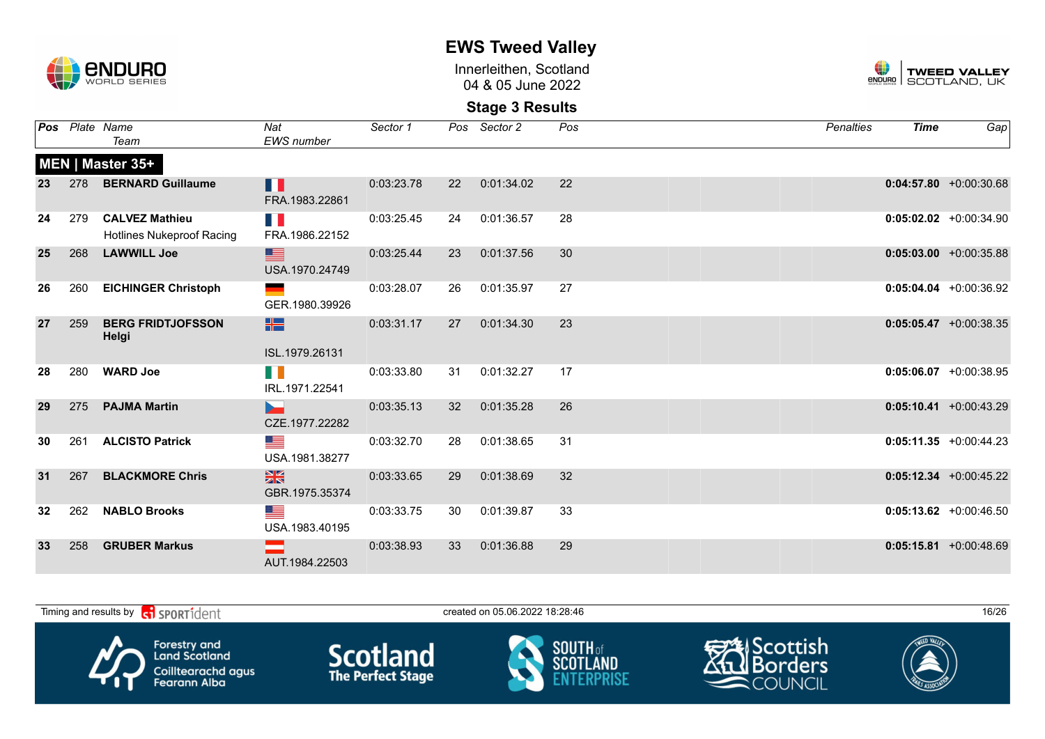# EWS Tweed Valley

Innerleithen, Scotland
04 & 05 June 2022

## Stage 3 Results

### MEN | Master 35+

| Pos | Plate | Name / Team | Nat / EWS number | Sector 1 | Pos | Sector 2 | Pos | Penalties | Time | Gap |
|---|---|---|---|---|---|---|---|---|---|---|
| 23 | 278 | **BERNARD Guillaume** | FRA.1983.22861 | 0:03:23.78 | 22 | 0:01:34.02 | 22 | | **0:04:57.80** | +0:00:30.68 |
| 24 | 279 | **CALVEZ Mathieu** Hotlines Nukeproof Racing | FRA.1986.22152 | 0:03:25.45 | 24 | 0:01:36.57 | 28 | | **0:05:02.02** | +0:00:34.90 |
| 25 | 268 | **LAWWILL Joe** | USA.1970.24749 | 0:03:25.44 | 23 | 0:01:37.56 | 30 | | **0:05:03.00** | +0:00:35.88 |
| 26 | 260 | **EICHINGER Christoph** | GER.1980.39926 | 0:03:28.07 | 26 | 0:01:35.97 | 27 | | **0:05:04.04** | +0:00:36.92 |
| 27 | 259 | **BERG FRIDTJOFSSON Helgi** | ISL.1979.26131 | 0:03:31.17 | 27 | 0:01:34.30 | 23 | | **0:05:05.47** | +0:00:38.35 |
| 28 | 280 | **WARD Joe** | IRL.1971.22541 | 0:03:33.80 | 31 | 0:01:32.27 | 17 | | **0:05:06.07** | +0:00:38.95 |
| 29 | 275 | **PAJMA Martin** | CZE.1977.22282 | 0:03:35.13 | 32 | 0:01:35.28 | 26 | | **0:05:10.41** | +0:00:43.29 |
| 30 | 261 | **ALCISTO Patrick** | USA.1981.38277 | 0:03:32.70 | 28 | 0:01:38.65 | 31 | | **0:05:11.35** | +0:00:44.23 |
| 31 | 267 | **BLACKMORE Chris** | GBR.1975.35374 | 0:03:33.65 | 29 | 0:01:38.69 | 32 | | **0:05:12.34** | +0:00:45.22 |
| 32 | 262 | **NABLO Brooks** | USA.1983.40195 | 0:03:33.75 | 30 | 0:01:39.87 | 33 | | **0:05:13.62** | +0:00:46.50 |
| 33 | 258 | **GRUBER Markus** | AUT.1984.22503 | 0:03:38.93 | 33 | 0:01:36.88 | 29 | | **0:05:15.81** | +0:00:48.69 |

Timing and results by SPORTident — created on 05.06.2022 18:28:46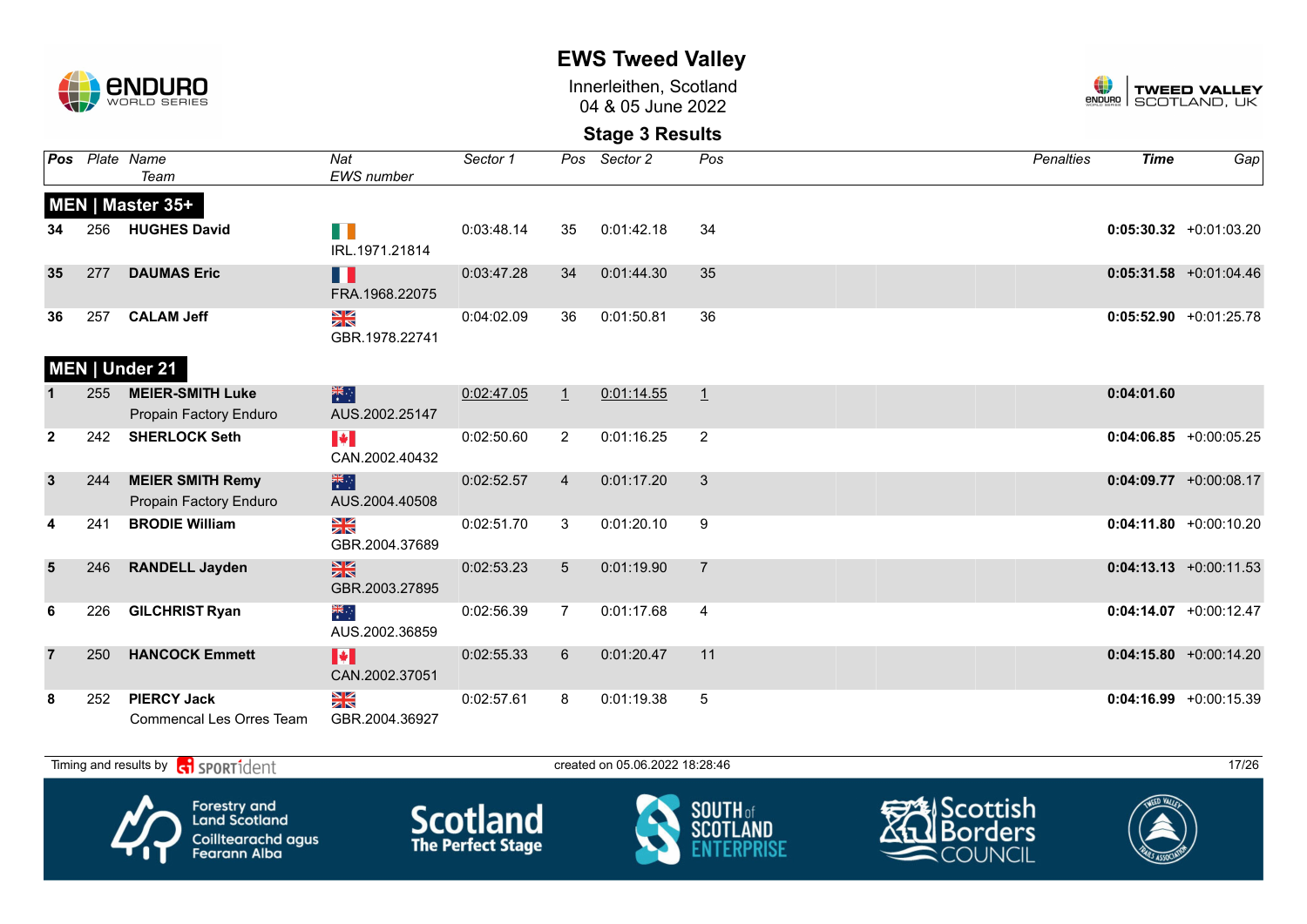# EWS Tweed Valley

Innerleithen, Scotland
04 & 05 June 2022

## Stage 3 Results

| Pos | Plate | Name / Team | Nat / EWS number | Sector 1 | Pos | Sector 2 | Pos | Penalties | Time | Gap |
|---|---|---|---|---|---|---|---|---|---|---|
| **MEN \| Master 35+** | | | | | | | | | | |
| 34 | 256 | **HUGHES David** | IRL.1971.21814 | 0:03:48.14 | 35 | 0:01:42.18 | 34 | | **0:05:30.32** | +0:01:03.20 |
| 35 | 277 | **DAUMAS Eric** | FRA.1968.22075 | 0:03:47.28 | 34 | 0:01:44.30 | 35 | | **0:05:31.58** | +0:01:04.46 |
| 36 | 257 | **CALAM Jeff** | GBR.1978.22741 | 0:04:02.09 | 36 | 0:01:50.81 | 36 | | **0:05:52.90** | +0:01:25.78 |
| **MEN \| Under 21** | | | | | | | | | | |
| 1 | 255 | **MEIER-SMITH Luke** Propain Factory Enduro | AUS.2002.25147 | 0:02:47.05 | 1 | 0:01:14.55 | 1 | | **0:04:01.60** | |
| 2 | 242 | **SHERLOCK Seth** | CAN.2002.40432 | 0:02:50.60 | 2 | 0:01:16.25 | 2 | | **0:04:06.85** | +0:00:05.25 |
| 3 | 244 | **MEIER SMITH Remy** Propain Factory Enduro | AUS.2004.40508 | 0:02:52.57 | 4 | 0:01:17.20 | 3 | | **0:04:09.77** | +0:00:08.17 |
| 4 | 241 | **BRODIE William** | GBR.2004.37689 | 0:02:51.70 | 3 | 0:01:20.10 | 9 | | **0:04:11.80** | +0:00:10.20 |
| 5 | 246 | **RANDELL Jayden** | GBR.2003.27895 | 0:02:53.23 | 5 | 0:01:19.90 | 7 | | **0:04:13.13** | +0:00:11.53 |
| 6 | 226 | **GILCHRIST Ryan** | AUS.2002.36859 | 0:02:56.39 | 7 | 0:01:17.68 | 4 | | **0:04:14.07** | +0:00:12.47 |
| 7 | 250 | **HANCOCK Emmett** | CAN.2002.37051 | 0:02:55.33 | 6 | 0:01:20.47 | 11 | | **0:04:15.80** | +0:00:14.20 |
| 8 | 252 | **PIERCY Jack** Commencal Les Orres Team | GBR.2004.36927 | 0:02:57.61 | 8 | 0:01:19.38 | 5 | | **0:04:16.99** | +0:00:15.39 |

Timing and results by SPORTident — created on 05.06.2022 18:28:46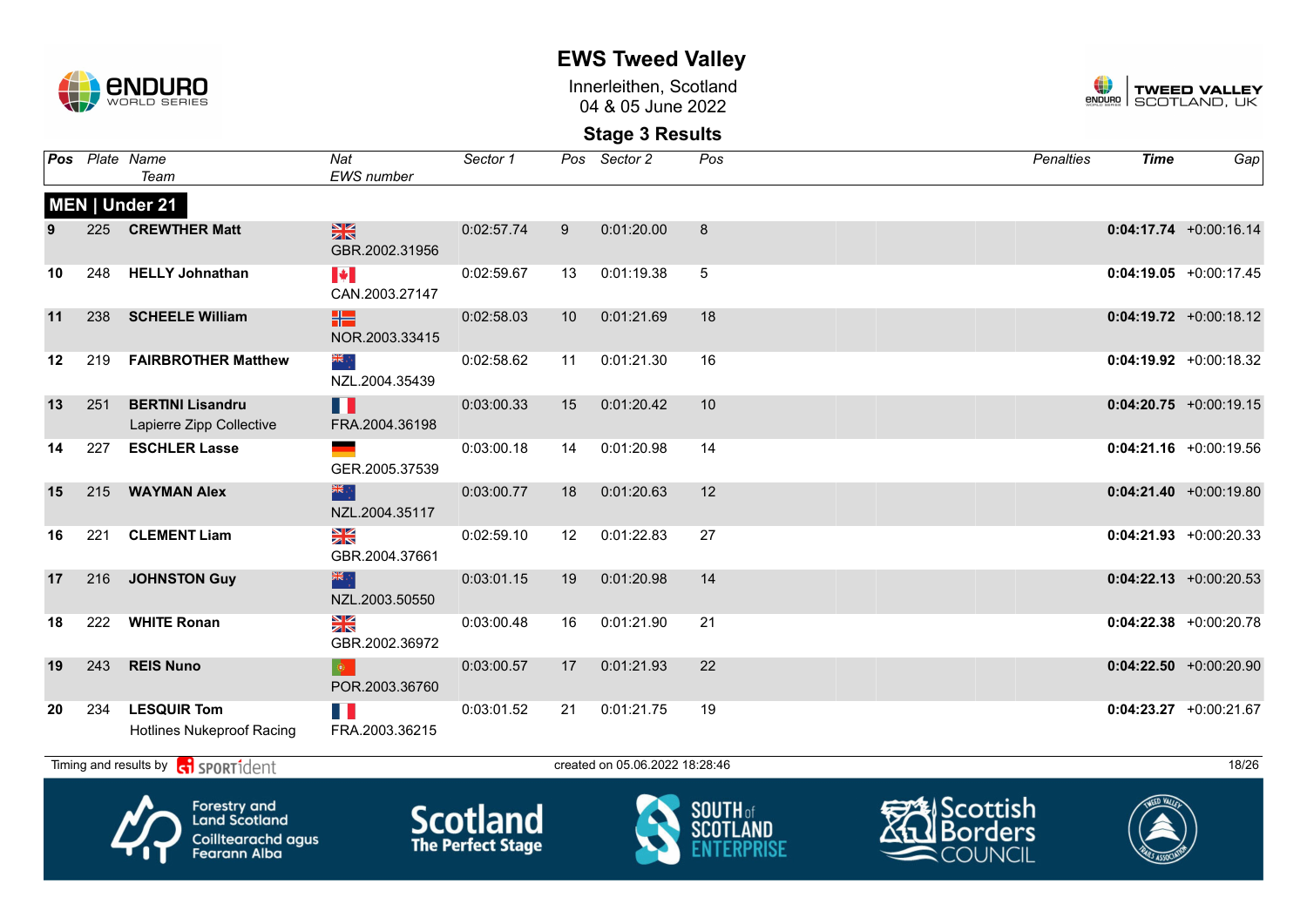# EWS Tweed Valley

Innerleithen, Scotland
04 & 05 June 2022

## Stage 3 Results

### MEN | Under 21

| Pos | Plate | Name / Team | Nat / EWS number | Sector 1 | Pos | Sector 2 | Pos | Penalties | Time | Gap |
|---|---|---|---|---|---|---|---|---|---|---|
| 9 | 225 | **CREWTHER Matt** | GBR.2002.31956 | 0:02:57.74 | 9 | 0:01:20.00 | 8 | | **0:04:17.74** | +0:00:16.14 |
| 10 | 248 | **HELLY Johnathan** | CAN.2003.27147 | 0:02:59.67 | 13 | 0:01:19.38 | 5 | | **0:04:19.05** | +0:00:17.45 |
| 11 | 238 | **SCHEELE William** | NOR.2003.33415 | 0:02:58.03 | 10 | 0:01:21.69 | 18 | | **0:04:19.72** | +0:00:18.12 |
| 12 | 219 | **FAIRBROTHER Matthew** | NZL.2004.35439 | 0:02:58.62 | 11 | 0:01:21.30 | 16 | | **0:04:19.92** | +0:00:18.32 |
| 13 | 251 | **BERTINI Lisandru** Lapierre Zipp Collective | FRA.2004.36198 | 0:03:00.33 | 15 | 0:01:20.42 | 10 | | **0:04:20.75** | +0:00:19.15 |
| 14 | 227 | **ESCHLER Lasse** | GER.2005.37539 | 0:03:00.18 | 14 | 0:01:20.98 | 14 | | **0:04:21.16** | +0:00:19.56 |
| 15 | 215 | **WAYMAN Alex** | NZL.2004.35117 | 0:03:00.77 | 18 | 0:01:20.63 | 12 | | **0:04:21.40** | +0:00:19.80 |
| 16 | 221 | **CLEMENT Liam** | GBR.2004.37661 | 0:02:59.10 | 12 | 0:01:22.83 | 27 | | **0:04:21.93** | +0:00:20.33 |
| 17 | 216 | **JOHNSTON Guy** | NZL.2003.50550 | 0:03:01.15 | 19 | 0:01:20.98 | 14 | | **0:04:22.13** | +0:00:20.53 |
| 18 | 222 | **WHITE Ronan** | GBR.2002.36972 | 0:03:00.48 | 16 | 0:01:21.90 | 21 | | **0:04:22.38** | +0:00:20.78 |
| 19 | 243 | **REIS Nuno** | POR.2003.36760 | 0:03:00.57 | 17 | 0:01:21.93 | 22 | | **0:04:22.50** | +0:00:20.90 |
| 20 | 234 | **LESQUIR Tom** Hotlines Nukeproof Racing | FRA.2003.36215 | 0:03:01.52 | 21 | 0:01:21.75 | 19 | | **0:04:23.27** | +0:00:21.67 |

Timing and results by SPORTident — created on 05.06.2022 18:28:46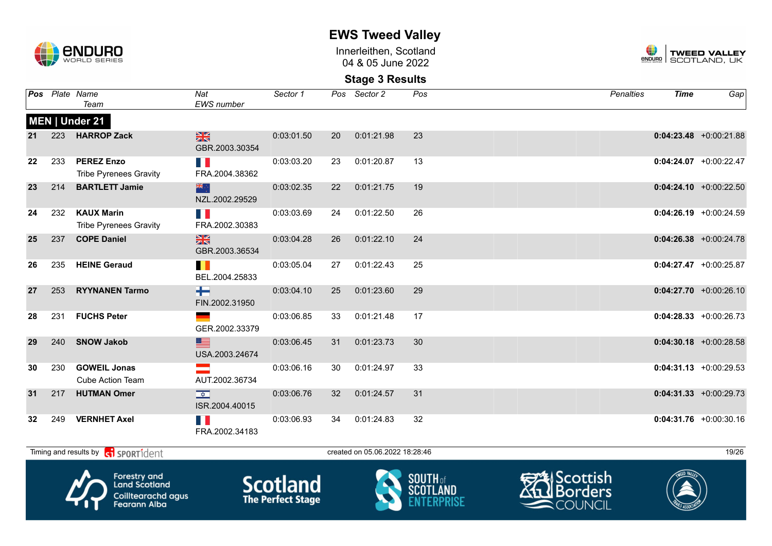# EWS Tweed Valley

Innerleithen, Scotland
04 & 05 June 2022

## Stage 3 Results

### MEN | Under 21

| Pos | Plate | Name / Team | Nat / EWS number | Sector 1 | Pos | Sector 2 | Pos | Penalties | Time | Gap |
|---|---|---|---|---|---|---|---|---|---|---|
| 21 | 223 | **HARROP Zack** | GBR.2003.30354 | 0:03:01.50 | 20 | 0:01:21.98 | 23 | | **0:04:23.48** | +0:00:21.88 |
| 22 | 233 | **PEREZ Enzo** Tribe Pyrenees Gravity | FRA.2004.38362 | 0:03:03.20 | 23 | 0:01:20.87 | 13 | | **0:04:24.07** | +0:00:22.47 |
| 23 | 214 | **BARTLETT Jamie** | NZL.2002.29529 | 0:03:02.35 | 22 | 0:01:21.75 | 19 | | **0:04:24.10** | +0:00:22.50 |
| 24 | 232 | **KAUX Marin** Tribe Pyrenees Gravity | FRA.2002.30383 | 0:03:03.69 | 24 | 0:01:22.50 | 26 | | **0:04:26.19** | +0:00:24.59 |
| 25 | 237 | **COPE Daniel** | GBR.2003.36534 | 0:03:04.28 | 26 | 0:01:22.10 | 24 | | **0:04:26.38** | +0:00:24.78 |
| 26 | 235 | **HEINE Geraud** | BEL.2004.25833 | 0:03:05.04 | 27 | 0:01:22.43 | 25 | | **0:04:27.47** | +0:00:25.87 |
| 27 | 253 | **RYYNANEN Tarmo** | FIN.2002.31950 | 0:03:04.10 | 25 | 0:01:23.60 | 29 | | **0:04:27.70** | +0:00:26.10 |
| 28 | 231 | **FUCHS Peter** | GER.2002.33379 | 0:03:06.85 | 33 | 0:01:21.48 | 17 | | **0:04:28.33** | +0:00:26.73 |
| 29 | 240 | **SNOW Jakob** | USA.2003.24674 | 0:03:06.45 | 31 | 0:01:23.73 | 30 | | **0:04:30.18** | +0:00:28.58 |
| 30 | 230 | **GOWEIL Jonas** Cube Action Team | AUT.2002.36734 | 0:03:06.16 | 30 | 0:01:24.97 | 33 | | **0:04:31.13** | +0:00:29.53 |
| 31 | 217 | **HUTMAN Omer** | ISR.2004.40015 | 0:03:06.76 | 32 | 0:01:24.57 | 31 | | **0:04:31.33** | +0:00:29.73 |
| 32 | 249 | **VERNHET Axel** | FRA.2002.34183 | 0:03:06.93 | 34 | 0:01:24.83 | 32 | | **0:04:31.76** | +0:00:30.16 |

Timing and results by SPORTident — created on 05.06.2022 18:28:46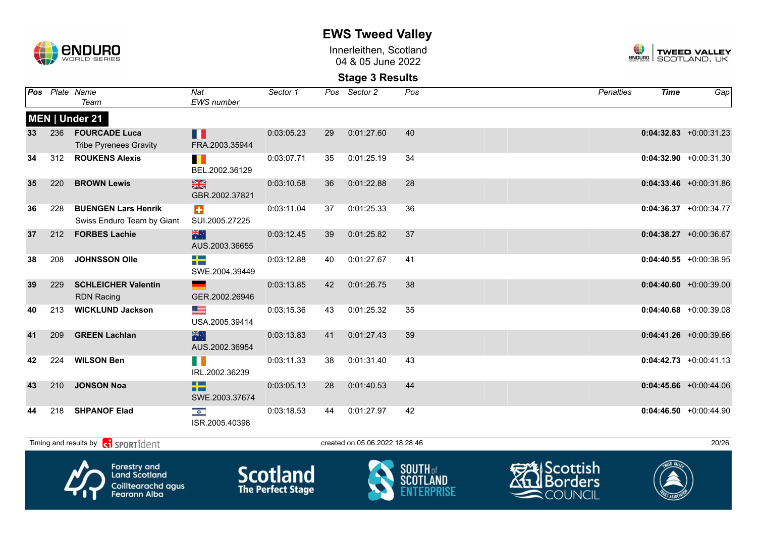# EWS Tweed Valley

Innerleithen, Scotland
04 & 05 June 2022

## Stage 3 Results

### MEN | Under 21

| Pos | Plate | Name / Team | Nat / EWS number | Sector 1 | Pos | Sector 2 | Pos | Penalties | Time | Gap |
|---|---|---|---|---|---|---|---|---|---|---|
| 33 | 236 | **FOURCADE Luca** Tribe Pyrenees Gravity | FRA.2003.35944 | 0:03:05.23 | 29 | 0:01:27.60 | 40 | | **0:04:32.83** | +0:00:31.23 |
| 34 | 312 | **ROUKENS Alexis** | BEL.2002.36129 | 0:03:07.71 | 35 | 0:01:25.19 | 34 | | **0:04:32.90** | +0:00:31.30 |
| 35 | 220 | **BROWN Lewis** | GBR.2002.37821 | 0:03:10.58 | 36 | 0:01:22.88 | 28 | | **0:04:33.46** | +0:00:31.86 |
| 36 | 228 | **BUENGEN Lars Henrik** Swiss Enduro Team by Giant | SUI.2005.27225 | 0:03:11.04 | 37 | 0:01:25.33 | 36 | | **0:04:36.37** | +0:00:34.77 |
| 37 | 212 | **FORBES Lachie** | AUS.2003.36655 | 0:03:12.45 | 39 | 0:01:25.82 | 37 | | **0:04:38.27** | +0:00:36.67 |
| 38 | 208 | **JOHNSSON Olle** | SWE.2004.39449 | 0:03:12.88 | 40 | 0:01:27.67 | 41 | | **0:04:40.55** | +0:00:38.95 |
| 39 | 229 | **SCHLEICHER Valentin** RDN Racing | GER.2002.26946 | 0:03:13.85 | 42 | 0:01:26.75 | 38 | | **0:04:40.60** | +0:00:39.00 |
| 40 | 213 | **WICKLUND Jackson** | USA.2005.39414 | 0:03:15.36 | 43 | 0:01:25.32 | 35 | | **0:04:40.68** | +0:00:39.08 |
| 41 | 209 | **GREEN Lachlan** | AUS.2002.36954 | 0:03:13.83 | 41 | 0:01:27.43 | 39 | | **0:04:41.26** | +0:00:39.66 |
| 42 | 224 | **WILSON Ben** | IRL.2002.36239 | 0:03:11.33 | 38 | 0:01:31.40 | 43 | | **0:04:42.73** | +0:00:41.13 |
| 43 | 210 | **JONSON Noa** | SWE.2003.37674 | 0:03:05.13 | 28 | 0:01:40.53 | 44 | | **0:04:45.66** | +0:00:44.06 |
| 44 | 218 | **SHPANOF Elad** | ISR.2005.40398 | 0:03:18.53 | 44 | 0:01:27.97 | 42 | | **0:04:46.50** | +0:00:44.90 |

Timing and results by SPORTident — created on 05.06.2022 18:28:46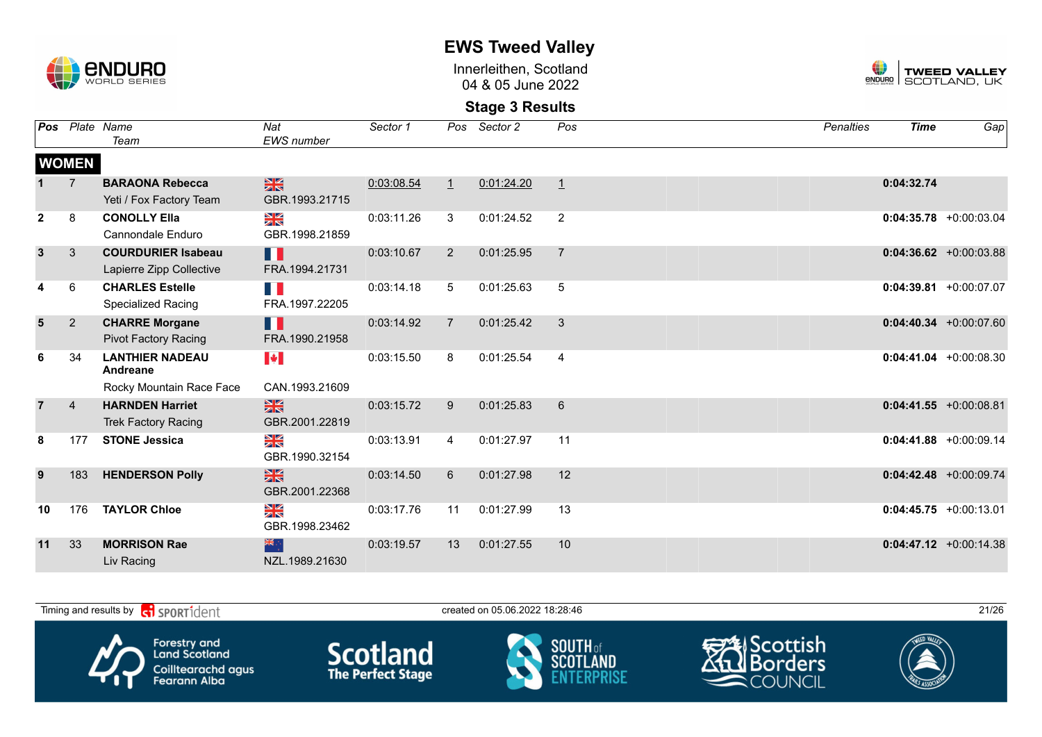# EWS Tweed Valley

Innerleithen, Scotland
04 & 05 June 2022

## Stage 3 Results

| Pos | Plate | Name / Team | Nat / EWS number | Sector 1 | Pos | Sector 2 | Pos | Penalties | Time | Gap |
|---|---|---|---|---|---|---|---|---|---|---|
| **WOMEN** | | | | | | | | | | |
| 1 | 7 | **BARAONA Rebecca** Yeti / Fox Factory Team | GBR.1993.21715 | 0:03:08.54 | 1 | 0:01:24.20 | 1 | | **0:04:32.74** | |
| 2 | 8 | **CONOLLY Ella** Cannondale Enduro | GBR.1998.21859 | 0:03:11.26 | 3 | 0:01:24.52 | 2 | | **0:04:35.78** | +0:00:03.04 |
| 3 | 3 | **COURDURIER Isabeau** Lapierre Zipp Collective | FRA.1994.21731 | 0:03:10.67 | 2 | 0:01:25.95 | 7 | | **0:04:36.62** | +0:00:03.88 |
| 4 | 6 | **CHARLES Estelle** Specialized Racing | FRA.1997.22205 | 0:03:14.18 | 5 | 0:01:25.63 | 5 | | **0:04:39.81** | +0:00:07.07 |
| 5 | 2 | **CHARRE Morgane** Pivot Factory Racing | FRA.1990.21958 | 0:03:14.92 | 7 | 0:01:25.42 | 3 | | **0:04:40.34** | +0:00:07.60 |
| 6 | 34 | **LANTHIER NADEAU Andreane** Rocky Mountain Race Face | CAN.1993.21609 | 0:03:15.50 | 8 | 0:01:25.54 | 4 | | **0:04:41.04** | +0:00:08.30 |
| 7 | 4 | **HARNDEN Harriet** Trek Factory Racing | GBR.2001.22819 | 0:03:15.72 | 9 | 0:01:25.83 | 6 | | **0:04:41.55** | +0:00:08.81 |
| 8 | 177 | **STONE Jessica** | GBR.1990.32154 | 0:03:13.91 | 4 | 0:01:27.97 | 11 | | **0:04:41.88** | +0:00:09.14 |
| 9 | 183 | **HENDERSON Polly** | GBR.2001.22368 | 0:03:14.50 | 6 | 0:01:27.98 | 12 | | **0:04:42.48** | +0:00:09.74 |
| 10 | 176 | **TAYLOR Chloe** | GBR.1998.23462 | 0:03:17.76 | 11 | 0:01:27.99 | 13 | | **0:04:45.75** | +0:00:13.01 |
| 11 | 33 | **MORRISON Rae** Liv Racing | NZL.1989.21630 | 0:03:19.57 | 13 | 0:01:27.55 | 10 | | **0:04:47.12** | +0:00:14.38 |

Timing and results by SPORTident — created on 05.06.2022 18:28:46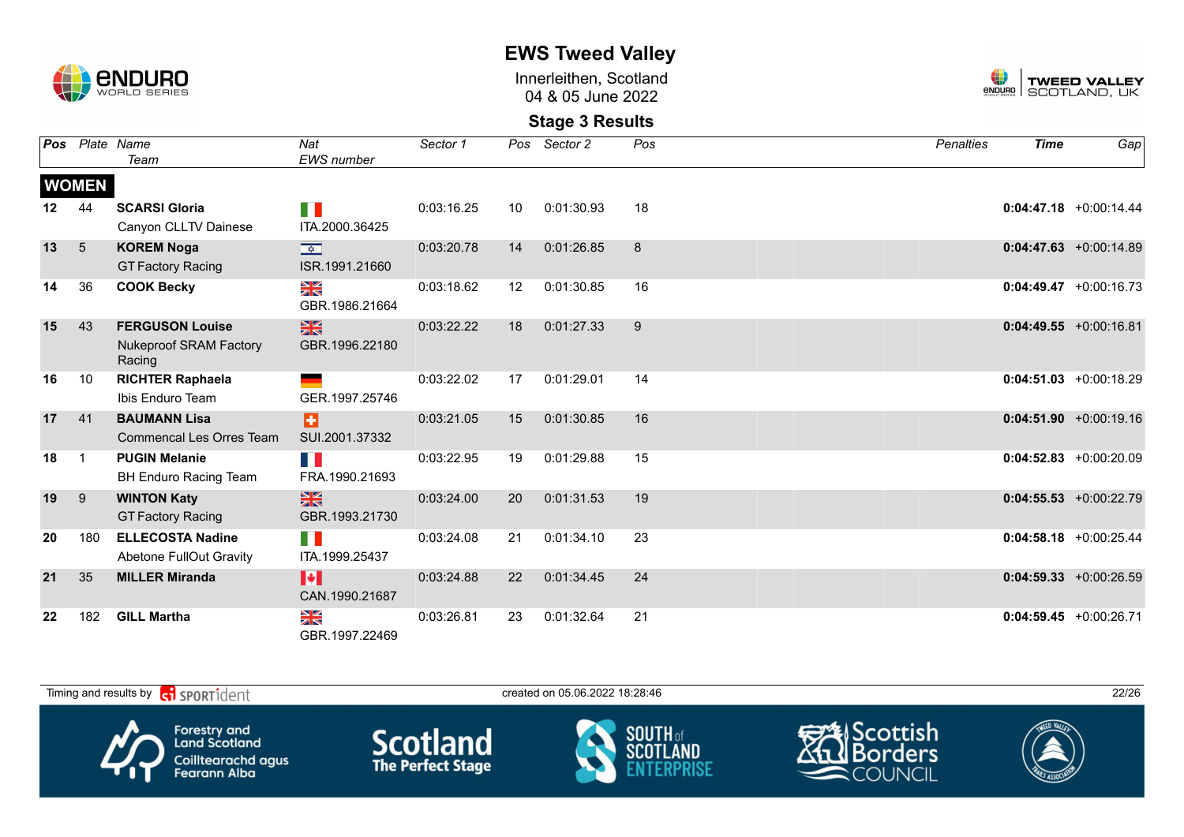# EWS Tweed Valley

Innerleithen, Scotland
04 & 05 June 2022

## Stage 3 Results

| Pos | Plate | Name / Team | Nat / EWS number | Sector 1 | Pos | Sector 2 | Pos | Penalties | Time | Gap |
|---|---|---|---|---|---|---|---|---|---|---|
| **WOMEN** | | | | | | | | | | |
| **12** | 44 | **SCARSI Gloria** Canyon CLLTV Dainese | ITA.2000.36425 | 0:03:16.25 | 10 | 0:01:30.93 | 18 | | **0:04:47.18** | +0:00:14.44 |
| **13** | 5 | **KOREM Noga** GT Factory Racing | ISR.1991.21660 | 0:03:20.78 | 14 | 0:01:26.85 | 8 | | **0:04:47.63** | +0:00:14.89 |
| **14** | 36 | **COOK Becky** | GBR.1986.21664 | 0:03:18.62 | 12 | 0:01:30.85 | 16 | | **0:04:49.47** | +0:00:16.73 |
| **15** | 43 | **FERGUSON Louise** Nukeproof SRAM Factory Racing | GBR.1996.22180 | 0:03:22.22 | 18 | 0:01:27.33 | 9 | | **0:04:49.55** | +0:00:16.81 |
| **16** | 10 | **RICHTER Raphaela** Ibis Enduro Team | GER.1997.25746 | 0:03:22.02 | 17 | 0:01:29.01 | 14 | | **0:04:51.03** | +0:00:18.29 |
| **17** | 41 | **BAUMANN Lisa** Commencal Les Orres Team | SUI.2001.37332 | 0:03:21.05 | 15 | 0:01:30.85 | 16 | | **0:04:51.90** | +0:00:19.16 |
| **18** | 1 | **PUGIN Melanie** BH Enduro Racing Team | FRA.1990.21693 | 0:03:22.95 | 19 | 0:01:29.88 | 15 | | **0:04:52.83** | +0:00:20.09 |
| **19** | 9 | **WINTON Katy** GT Factory Racing | GBR.1993.21730 | 0:03:24.00 | 20 | 0:01:31.53 | 19 | | **0:04:55.53** | +0:00:22.79 |
| **20** | 180 | **ELLECOSTA Nadine** Abetone FullOut Gravity | ITA.1999.25437 | 0:03:24.08 | 21 | 0:01:34.10 | 23 | | **0:04:58.18** | +0:00:25.44 |
| **21** | 35 | **MILLER Miranda** | CAN.1990.21687 | 0:03:24.88 | 22 | 0:01:34.45 | 24 | | **0:04:59.33** | +0:00:26.59 |
| **22** | 182 | **GILL Martha** | GBR.1997.22469 | 0:03:26.81 | 23 | 0:01:32.64 | 21 | | **0:04:59.45** | +0:00:26.71 |

Timing and results by SPORTident — created on 05.06.2022 18:28:46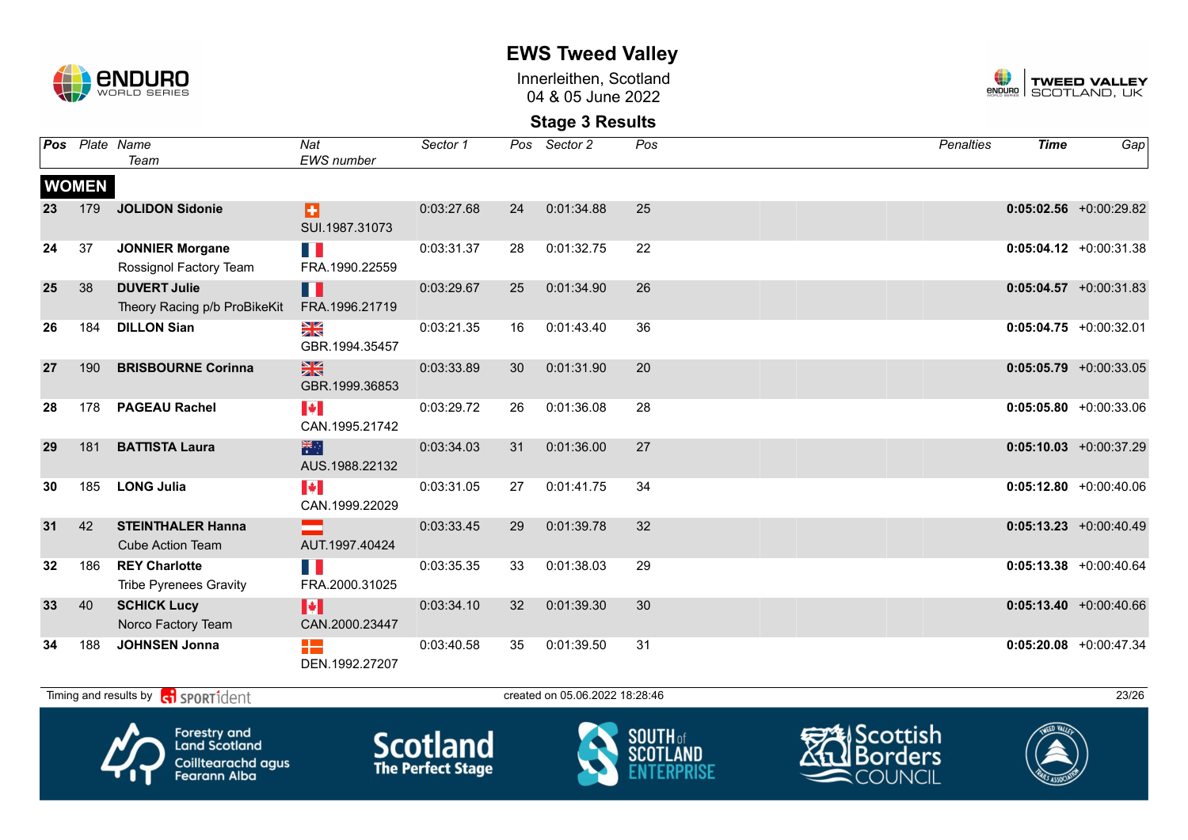# EWS Tweed Valley

Innerleithen, Scotland
04 & 05 June 2022

## Stage 3 Results

| Pos | Plate | Name / Team | Nat / EWS number | Sector 1 | Pos | Sector 2 | Pos | Penalties | Time | Gap |
|---|---|---|---|---|---|---|---|---|---|---|
| **WOMEN** | | | | | | | | | | |
| 23 | 179 | **JOLIDON Sidonie** | SUI.1987.31073 | 0:03:27.68 | 24 | 0:01:34.88 | 25 | | **0:05:02.56** | +0:00:29.82 |
| 24 | 37 | **JONNIER Morgane** Rossignol Factory Team | FRA.1990.22559 | 0:03:31.37 | 28 | 0:01:32.75 | 22 | | **0:05:04.12** | +0:00:31.38 |
| 25 | 38 | **DUVERT Julie** Theory Racing p/b ProBikeKit | FRA.1996.21719 | 0:03:29.67 | 25 | 0:01:34.90 | 26 | | **0:05:04.57** | +0:00:31.83 |
| 26 | 184 | **DILLON Sian** | GBR.1994.35457 | 0:03:21.35 | 16 | 0:01:43.40 | 36 | | **0:05:04.75** | +0:00:32.01 |
| 27 | 190 | **BRISBOURNE Corinna** | GBR.1999.36853 | 0:03:33.89 | 30 | 0:01:31.90 | 20 | | **0:05:05.79** | +0:00:33.05 |
| 28 | 178 | **PAGEAU Rachel** | CAN.1995.21742 | 0:03:29.72 | 26 | 0:01:36.08 | 28 | | **0:05:05.80** | +0:00:33.06 |
| 29 | 181 | **BATTISTA Laura** | AUS.1988.22132 | 0:03:34.03 | 31 | 0:01:36.00 | 27 | | **0:05:10.03** | +0:00:37.29 |
| 30 | 185 | **LONG Julia** | CAN.1999.22029 | 0:03:31.05 | 27 | 0:01:41.75 | 34 | | **0:05:12.80** | +0:00:40.06 |
| 31 | 42 | **STEINTHALER Hanna** Cube Action Team | AUT.1997.40424 | 0:03:33.45 | 29 | 0:01:39.78 | 32 | | **0:05:13.23** | +0:00:40.49 |
| 32 | 186 | **REY Charlotte** Tribe Pyrenees Gravity | FRA.2000.31025 | 0:03:35.35 | 33 | 0:01:38.03 | 29 | | **0:05:13.38** | +0:00:40.64 |
| 33 | 40 | **SCHICK Lucy** Norco Factory Team | CAN.2000.23447 | 0:03:34.10 | 32 | 0:01:39.30 | 30 | | **0:05:13.40** | +0:00:40.66 |
| 34 | 188 | **JOHNSEN Jonna** | DEN.1992.27207 | 0:03:40.58 | 35 | 0:01:39.50 | 31 | | **0:05:20.08** | +0:00:47.34 |

Timing and results by SPORTident — created on 05.06.2022 18:28:46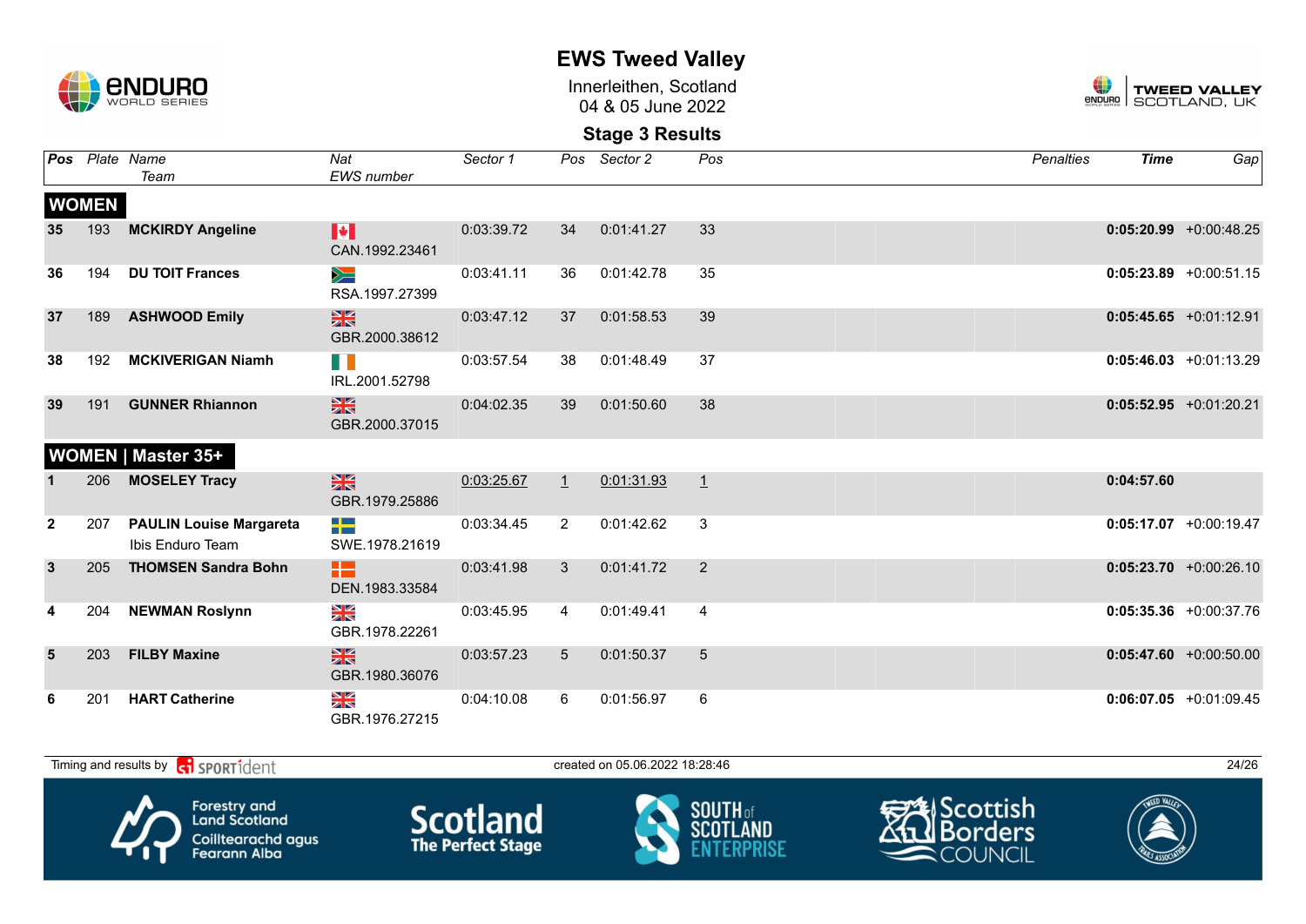# EWS Tweed Valley

Innerleithen, Scotland
04 & 05 June 2022

## Stage 3 Results

| Pos | Plate | Name / Team | Nat / EWS number | Sector 1 | Pos | Sector 2 | Pos | Penalties | Time | Gap |
|---|---|---|---|---|---|---|---|---|---|---|
| **WOMEN** | | | | | | | | | | |
| 35 | 193 | **MCKIRDY Angeline** | CAN.1992.23461 | 0:03:39.72 | 34 | 0:01:41.27 | 33 | | **0:05:20.99** | +0:00:48.25 |
| 36 | 194 | **DU TOIT Frances** | RSA.1997.27399 | 0:03:41.11 | 36 | 0:01:42.78 | 35 | | **0:05:23.89** | +0:00:51.15 |
| 37 | 189 | **ASHWOOD Emily** | GBR.2000.38612 | 0:03:47.12 | 37 | 0:01:58.53 | 39 | | **0:05:45.65** | +0:01:12.91 |
| 38 | 192 | **MCKIVERIGAN Niamh** | IRL.2001.52798 | 0:03:57.54 | 38 | 0:01:48.49 | 37 | | **0:05:46.03** | +0:01:13.29 |
| 39 | 191 | **GUNNER Rhiannon** | GBR.2000.37015 | 0:04:02.35 | 39 | 0:01:50.60 | 38 | | **0:05:52.95** | +0:01:20.21 |
| **WOMEN \| Master 35+** | | | | | | | | | | |
| 1 | 206 | **MOSELEY Tracy** | GBR.1979.25886 | 0:03:25.67 | 1 | 0:01:31.93 | 1 | | **0:04:57.60** | |
| 2 | 207 | **PAULIN Louise Margareta** Ibis Enduro Team | SWE.1978.21619 | 0:03:34.45 | 2 | 0:01:42.62 | 3 | | **0:05:17.07** | +0:00:19.47 |
| 3 | 205 | **THOMSEN Sandra Bohn** | DEN.1983.33584 | 0:03:41.98 | 3 | 0:01:41.72 | 2 | | **0:05:23.70** | +0:00:26.10 |
| 4 | 204 | **NEWMAN Roslynn** | GBR.1978.22261 | 0:03:45.95 | 4 | 0:01:49.41 | 4 | | **0:05:35.36** | +0:00:37.76 |
| 5 | 203 | **FILBY Maxine** | GBR.1980.36076 | 0:03:57.23 | 5 | 0:01:50.37 | 5 | | **0:05:47.60** | +0:00:50.00 |
| 6 | 201 | **HART Catherine** | GBR.1976.27215 | 0:04:10.08 | 6 | 0:01:56.97 | 6 | | **0:06:07.05** | +0:01:09.45 |

Timing and results by SPORTident — created on 05.06.2022 18:28:46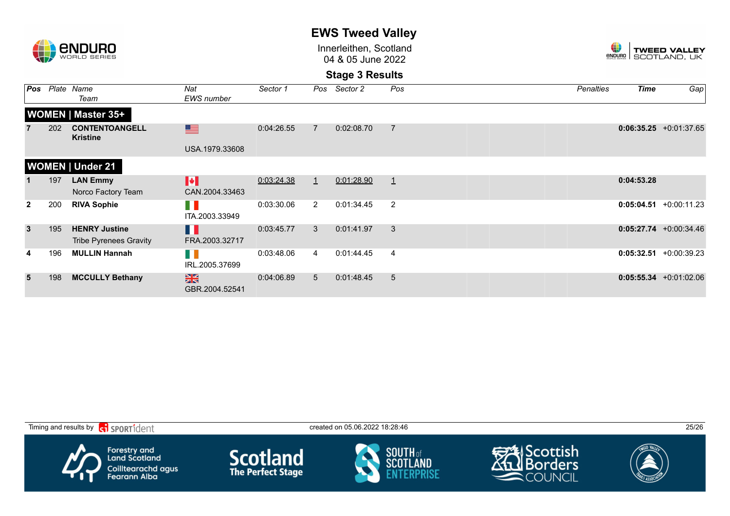# EWS Tweed Valley

Innerleithen, Scotland
04 & 05 June 2022

## Stage 3 Results

| Pos | Plate | Name / Team | Nat / EWS number | Sector 1 | Pos | Sector 2 | Pos | Penalties | Time | Gap |
|---|---|---|---|---|---|---|---|---|---|---|
| **WOMEN \| Master 35+** | | | | | | | | | | |
| 7 | 202 | **CONTENTOANGELL Kristine** | USA.1979.33608 | 0:04:26.55 | 7 | 0:02:08.70 | 7 | | **0:06:35.25** | +0:01:37.65 |
| **WOMEN \| Under 21** | | | | | | | | | | |
| 1 | 197 | **LAN Emmy** Norco Factory Team | CAN.2004.33463 | 0:03:24.38 | 1 | 0:01:28.90 | 1 | | **0:04:53.28** | |
| 2 | 200 | **RIVA Sophie** | ITA.2003.33949 | 0:03:30.06 | 2 | 0:01:34.45 | 2 | | **0:05:04.51** | +0:00:11.23 |
| 3 | 195 | **HENRY Justine** Tribe Pyrenees Gravity | FRA.2003.32717 | 0:03:45.77 | 3 | 0:01:41.97 | 3 | | **0:05:27.74** | +0:00:34.46 |
| 4 | 196 | **MULLIN Hannah** | IRL.2005.37699 | 0:03:48.06 | 4 | 0:01:44.45 | 4 | | **0:05:32.51** | +0:00:39.23 |
| 5 | 198 | **MCCULLY Bethany** | GBR.2004.52541 | 0:04:06.89 | 5 | 0:01:48.45 | 5 | | **0:05:55.34** | +0:01:02.06 |

Timing and results by SPORTident — created on 05.06.2022 18:28:46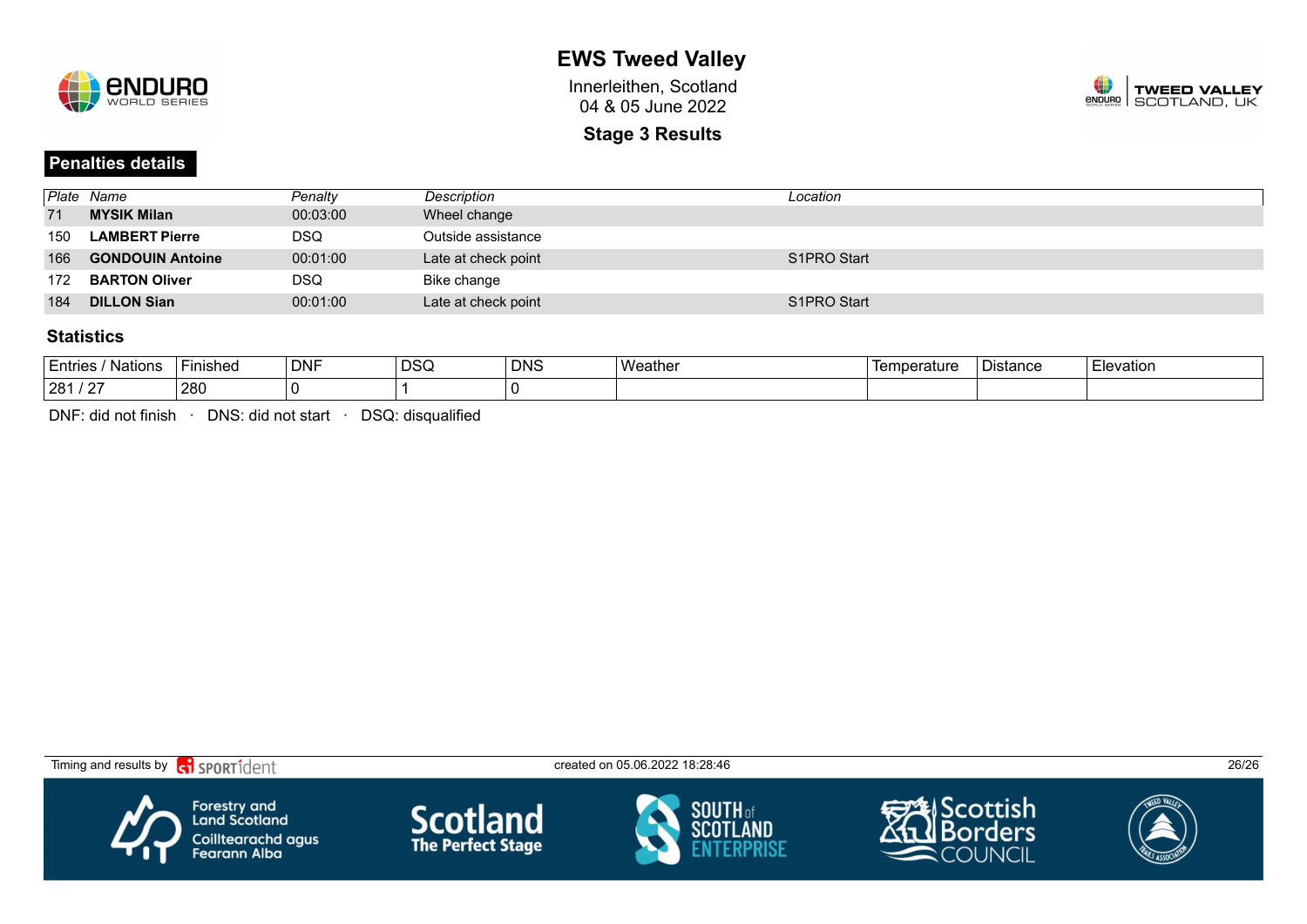# EWS Tweed Valley

Innerleithen, Scotland
04 & 05 June 2022

**Stage 3 Results**

## Penalties details

| *Plate* | *Name* | *Penalty* | *Description* | *Location* |
|---|---|---|---|---|
| 71 | **MYSIK Milan** | 00:03:00 | Wheel change | |
| 150 | **LAMBERT Pierre** | DSQ | Outside assistance | |
| 166 | **GONDOUIN Antoine** | 00:01:00 | Late at check point | S1PRO Start |
| 172 | **BARTON Oliver** | DSQ | Bike change | |
| 184 | **DILLON Sian** | 00:01:00 | Late at check point | S1PRO Start |

### Statistics

| Entries / Nations | Finished | DNF | DSQ | DNS | Weather | Temperature | Distance | Elevation |
|---|---|---|---|---|---|---|---|---|
| 281 / 27 | 280 | 0 | 1 | 0 | | | | |

DNF: did not finish · DNS: did not start · DSQ: disqualified

Timing and results by SPORTident — created on 05.06.2022 18:28:46